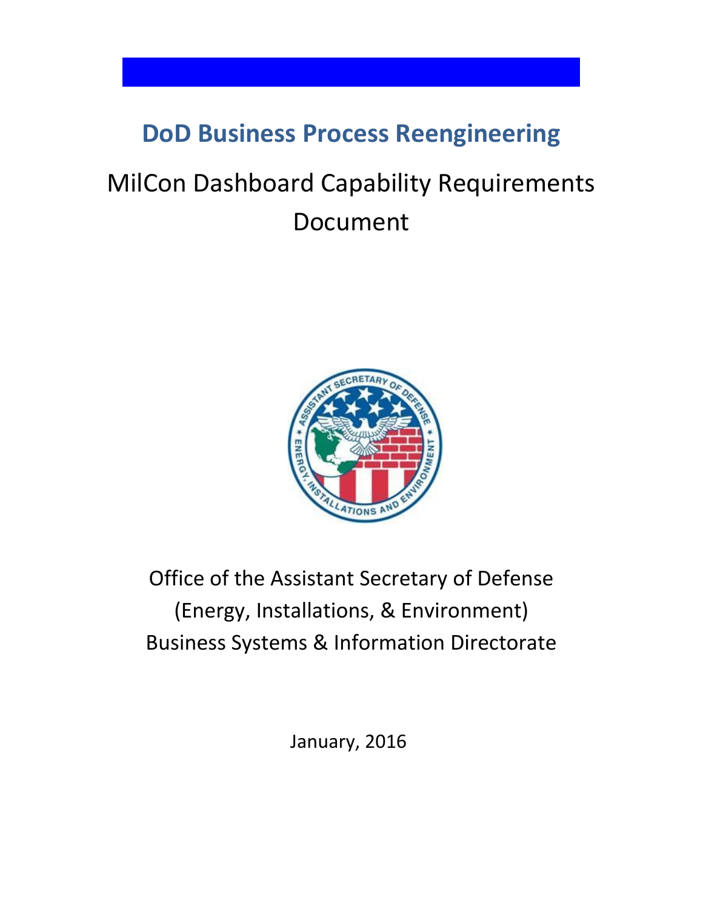# DoD Business Process Reengineering

## MilCon Dashboard Capability Requirements Document

Office of the Assistant Secretary of Defense
(Energy, Installations, & Environment)
Business Systems & Information Directorate

January, 2016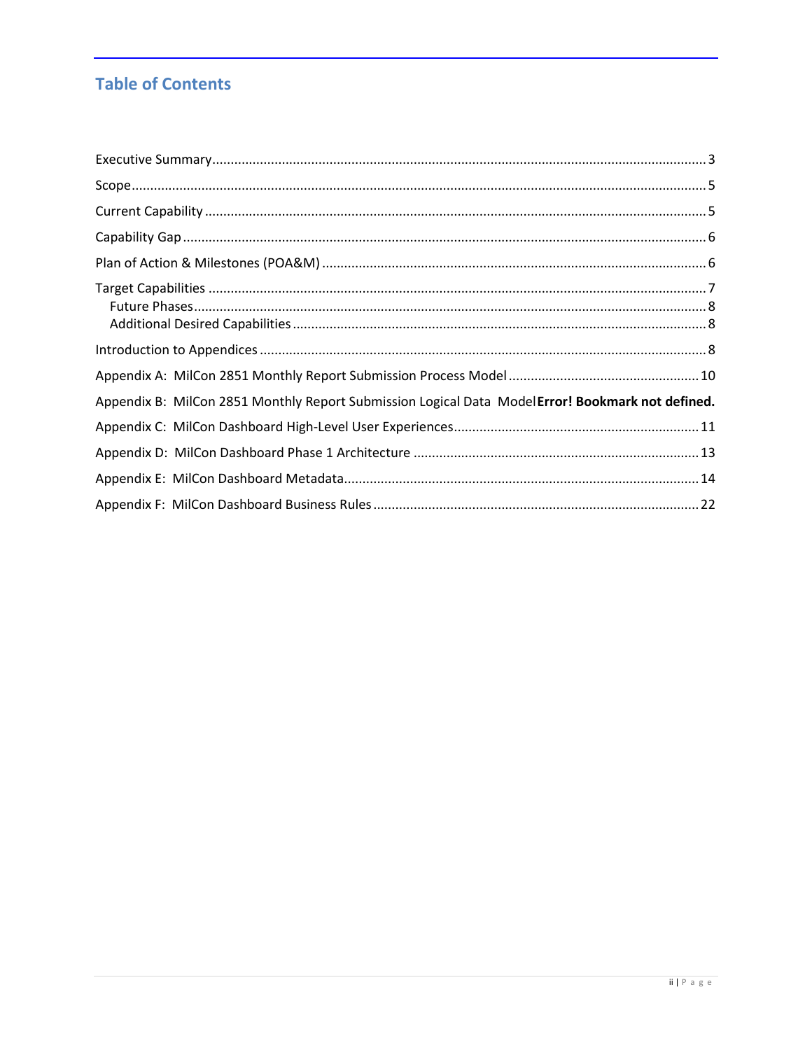## Table of Contents

Executive Summary ........................................................................................................................ 3

Scope ............................................................................................................................................. 5

Current Capability .......................................................................................................................... 5

Capability Gap ............................................................................................................................... 6

Plan of Action & Milestones (POA&M) .......................................................................................... 6

Target Capabilities ......................................................................................................................... 7

- Future Phases .......................................................................................................................... 8
- Additional Desired Capabilities ................................................................................................ 8

Introduction to Appendices ........................................................................................................... 8

Appendix A: MilCon 2851 Monthly Report Submission Process Model ...................................... 10

Appendix B: MilCon 2851 Monthly Report Submission Logical Data Model **Error! Bookmark not defined.**

Appendix C: MilCon Dashboard High-Level User Experiences ..................................................... 11

Appendix D: MilCon Dashboard Phase 1 Architecture ................................................................ 13

Appendix E: MilCon Dashboard Metadata ................................................................................... 14

Appendix F: MilCon Dashboard Business Rules ........................................................................... 22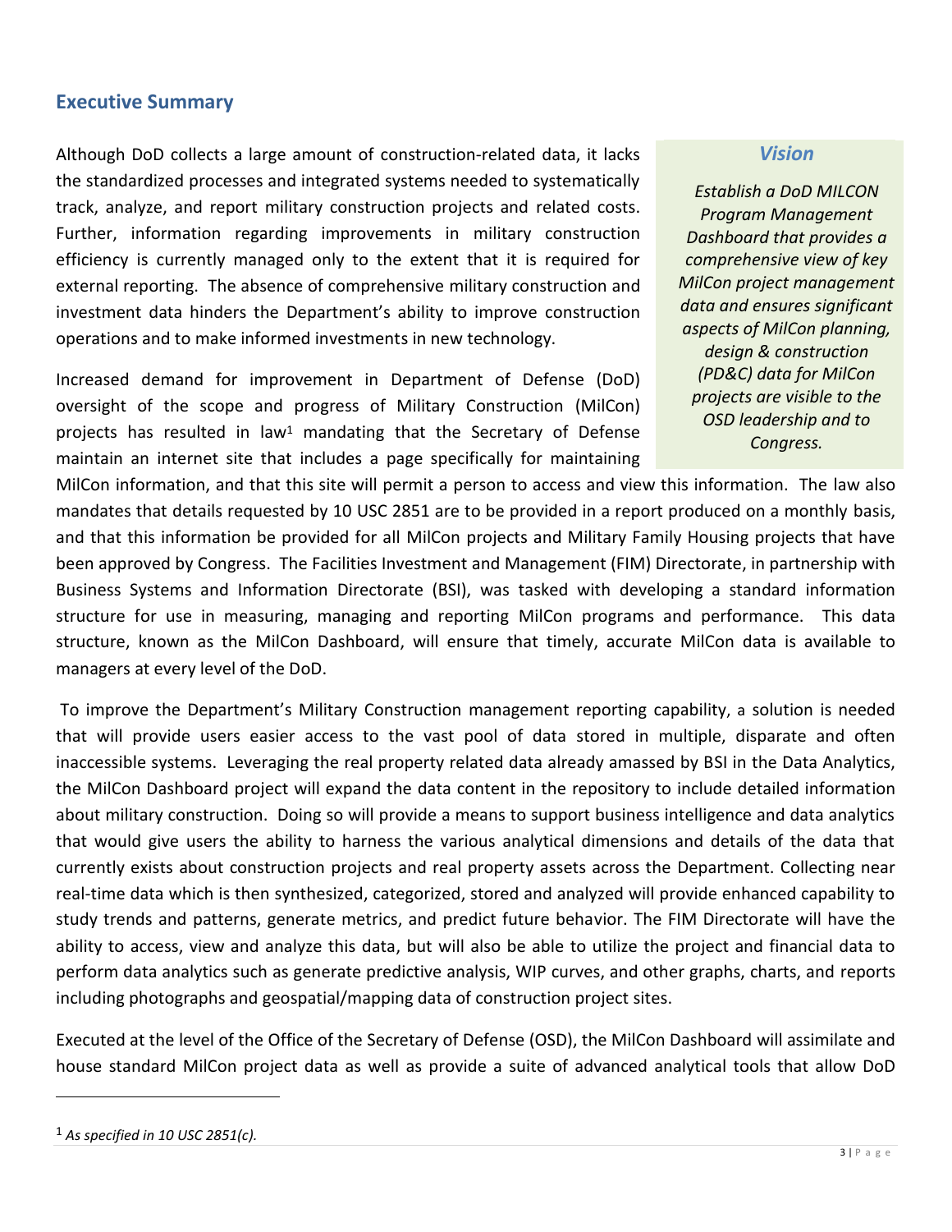## Executive Summary

> ***Vision***
>
> *Establish a DoD MILCON Program Management Dashboard that provides a comprehensive view of key MilCon project management data and ensures significant aspects of MilCon planning, design & construction (PD&C) data for MilCon projects are visible to the OSD leadership and to Congress.*

Although DoD collects a large amount of construction-related data, it lacks the standardized processes and integrated systems needed to systematically track, analyze, and report military construction projects and related costs. Further, information regarding improvements in military construction efficiency is currently managed only to the extent that it is required for external reporting. The absence of comprehensive military construction and investment data hinders the Department's ability to improve construction operations and to make informed investments in new technology.

Increased demand for improvement in Department of Defense (DoD) oversight of the scope and progress of Military Construction (MilCon) projects has resulted in law[1] mandating that the Secretary of Defense maintain an internet site that includes a page specifically for maintaining MilCon information, and that this site will permit a person to access and view this information. The law also mandates that details requested by 10 USC 2851 are to be provided in a report produced on a monthly basis, and that this information be provided for all MilCon projects and Military Family Housing projects that have been approved by Congress. The Facilities Investment and Management (FIM) Directorate, in partnership with Business Systems and Information Directorate (BSI), was tasked with developing a standard information structure for use in measuring, managing and reporting MilCon programs and performance. This data structure, known as the MilCon Dashboard, will ensure that timely, accurate MilCon data is available to managers at every level of the DoD.

To improve the Department's Military Construction management reporting capability, a solution is needed that will provide users easier access to the vast pool of data stored in multiple, disparate and often inaccessible systems. Leveraging the real property related data already amassed by BSI in the Data Analytics, the MilCon Dashboard project will expand the data content in the repository to include detailed information about military construction. Doing so will provide a means to support business intelligence and data analytics that would give users the ability to harness the various analytical dimensions and details of the data that currently exists about construction projects and real property assets across the Department. Collecting near real-time data which is then synthesized, categorized, stored and analyzed will provide enhanced capability to study trends and patterns, generate metrics, and predict future behavior. The FIM Directorate will have the ability to access, view and analyze this data, but will also be able to utilize the project and financial data to perform data analytics such as generate predictive analysis, WIP curves, and other graphs, charts, and reports including photographs and geospatial/mapping data of construction project sites.

Executed at the level of the Office of the Secretary of Defense (OSD), the MilCon Dashboard will assimilate and house standard MilCon project data as well as provide a suite of advanced analytical tools that allow DoD

---

[1] *As specified in 10 USC 2851(c).*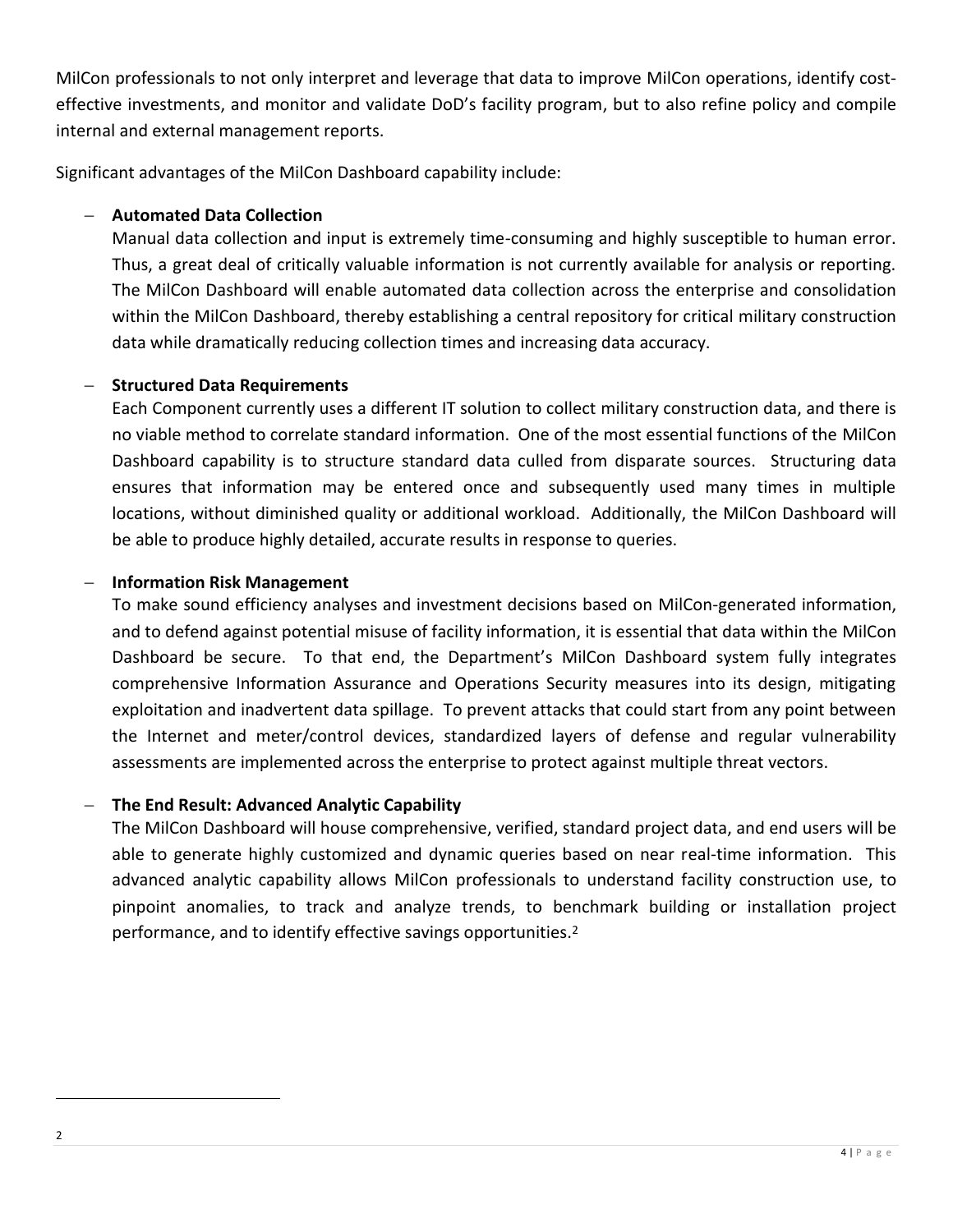MilCon professionals to not only interpret and leverage that data to improve MilCon operations, identify cost-effective investments, and monitor and validate DoD's facility program, but to also refine policy and compile internal and external management reports.

Significant advantages of the MilCon Dashboard capability include:

- **Automated Data Collection**
  Manual data collection and input is extremely time-consuming and highly susceptible to human error. Thus, a great deal of critically valuable information is not currently available for analysis or reporting. The MilCon Dashboard will enable automated data collection across the enterprise and consolidation within the MilCon Dashboard, thereby establishing a central repository for critical military construction data while dramatically reducing collection times and increasing data accuracy.

- **Structured Data Requirements**
  Each Component currently uses a different IT solution to collect military construction data, and there is no viable method to correlate standard information. One of the most essential functions of the MilCon Dashboard capability is to structure standard data culled from disparate sources. Structuring data ensures that information may be entered once and subsequently used many times in multiple locations, without diminished quality or additional workload. Additionally, the MilCon Dashboard will be able to produce highly detailed, accurate results in response to queries.

- **Information Risk Management**
  To make sound efficiency analyses and investment decisions based on MilCon-generated information, and to defend against potential misuse of facility information, it is essential that data within the MilCon Dashboard be secure. To that end, the Department's MilCon Dashboard system fully integrates comprehensive Information Assurance and Operations Security measures into its design, mitigating exploitation and inadvertent data spillage. To prevent attacks that could start from any point between the Internet and meter/control devices, standardized layers of defense and regular vulnerability assessments are implemented across the enterprise to protect against multiple threat vectors.

- **The End Result: Advanced Analytic Capability**
  The MilCon Dashboard will house comprehensive, verified, standard project data, and end users will be able to generate highly customized and dynamic queries based on near real-time information. This advanced analytic capability allows MilCon professionals to understand facility construction use, to pinpoint anomalies, to track and analyze trends, to benchmark building or installation project performance, and to identify effective savings opportunities.[2]

---

[2]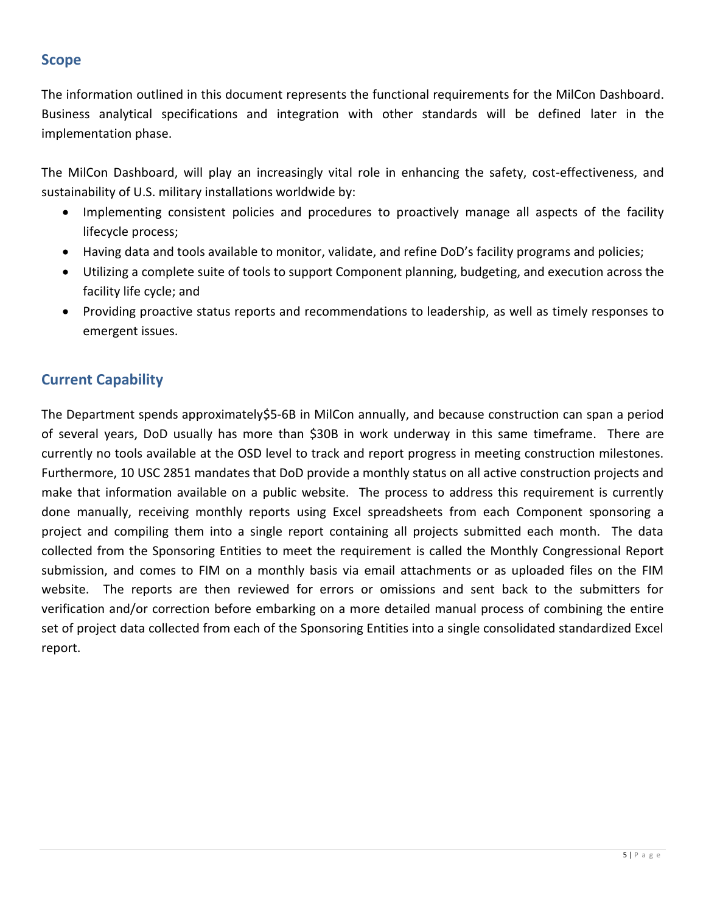## Scope

The information outlined in this document represents the functional requirements for the MilCon Dashboard. Business analytical specifications and integration with other standards will be defined later in the implementation phase.

The MilCon Dashboard, will play an increasingly vital role in enhancing the safety, cost-effectiveness, and sustainability of U.S. military installations worldwide by:

- Implementing consistent policies and procedures to proactively manage all aspects of the facility lifecycle process;
- Having data and tools available to monitor, validate, and refine DoD's facility programs and policies;
- Utilizing a complete suite of tools to support Component planning, budgeting, and execution across the facility life cycle; and
- Providing proactive status reports and recommendations to leadership, as well as timely responses to emergent issues.

## Current Capability

The Department spends approximately$5-6B in MilCon annually, and because construction can span a period of several years, DoD usually has more than $30B in work underway in this same timeframe. There are currently no tools available at the OSD level to track and report progress in meeting construction milestones. Furthermore, 10 USC 2851 mandates that DoD provide a monthly status on all active construction projects and make that information available on a public website. The process to address this requirement is currently done manually, receiving monthly reports using Excel spreadsheets from each Component sponsoring a project and compiling them into a single report containing all projects submitted each month. The data collected from the Sponsoring Entities to meet the requirement is called the Monthly Congressional Report submission, and comes to FIM on a monthly basis via email attachments or as uploaded files on the FIM website. The reports are then reviewed for errors or omissions and sent back to the submitters for verification and/or correction before embarking on a more detailed manual process of combining the entire set of project data collected from each of the Sponsoring Entities into a single consolidated standardized Excel report.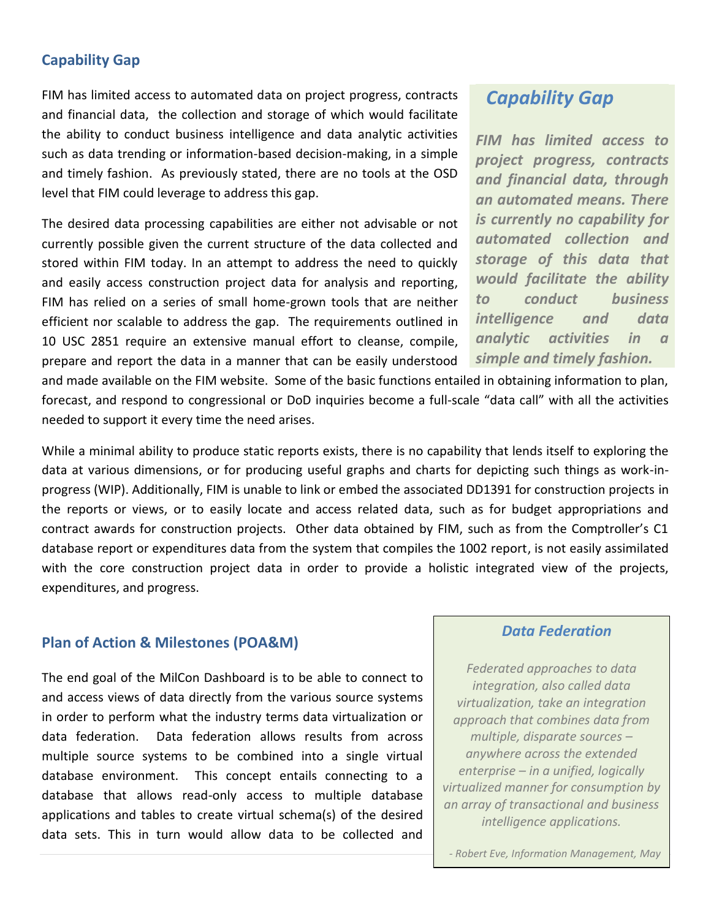## Capability Gap

FIM has limited access to automated data on project progress, contracts and financial data, the collection and storage of which would facilitate the ability to conduct business intelligence and data analytic activities such as data trending or information-based decision-making, in a simple and timely fashion. As previously stated, there are no tools at the OSD level that FIM could leverage to address this gap.

The desired data processing capabilities are either not advisable or not currently possible given the current structure of the data collected and stored within FIM today. In an attempt to address the need to quickly and easily access construction project data for analysis and reporting, FIM has relied on a series of small home-grown tools that are neither efficient nor scalable to address the gap. The requirements outlined in 10 USC 2851 require an extensive manual effort to cleanse, compile, prepare and report the data in a manner that can be easily understood and made available on the FIM website. Some of the basic functions entailed in obtaining information to plan, forecast, and respond to congressional or DoD inquiries become a full-scale "data call" with all the activities needed to support it every time the need arises.

> ***Capability Gap***
>
> ***FIM has limited access to project progress, contracts and financial data, through an automated means. There is currently no capability for automated collection and storage of this data that would facilitate the ability to conduct business intelligence and data analytic activities in a simple and timely fashion.***

While a minimal ability to produce static reports exists, there is no capability that lends itself to exploring the data at various dimensions, or for producing useful graphs and charts for depicting such things as work-in-progress (WIP). Additionally, FIM is unable to link or embed the associated DD1391 for construction projects in the reports or views, or to easily locate and access related data, such as for budget appropriations and contract awards for construction projects. Other data obtained by FIM, such as from the Comptroller's C1 database report or expenditures data from the system that compiles the 1002 report, is not easily assimilated with the core construction project data in order to provide a holistic integrated view of the projects, expenditures, and progress.

## Plan of Action & Milestones (POA&M)

The end goal of the MilCon Dashboard is to be able to connect to and access views of data directly from the various source systems in order to perform what the industry terms data virtualization or data federation. Data federation allows results from across multiple source systems to be combined into a single virtual database environment. This concept entails connecting to a database that allows read-only access to multiple database applications and tables to create virtual schema(s) of the desired data sets. This in turn would allow data to be collected and

> ***Data Federation***
>
> *Federated approaches to data integration, also called data virtualization, take an integration approach that combines data from multiple, disparate sources – anywhere across the extended enterprise – in a unified, logically virtualized manner for consumption by an array of transactional and business intelligence applications.*
>
> *- Robert Eve, Information Management, May*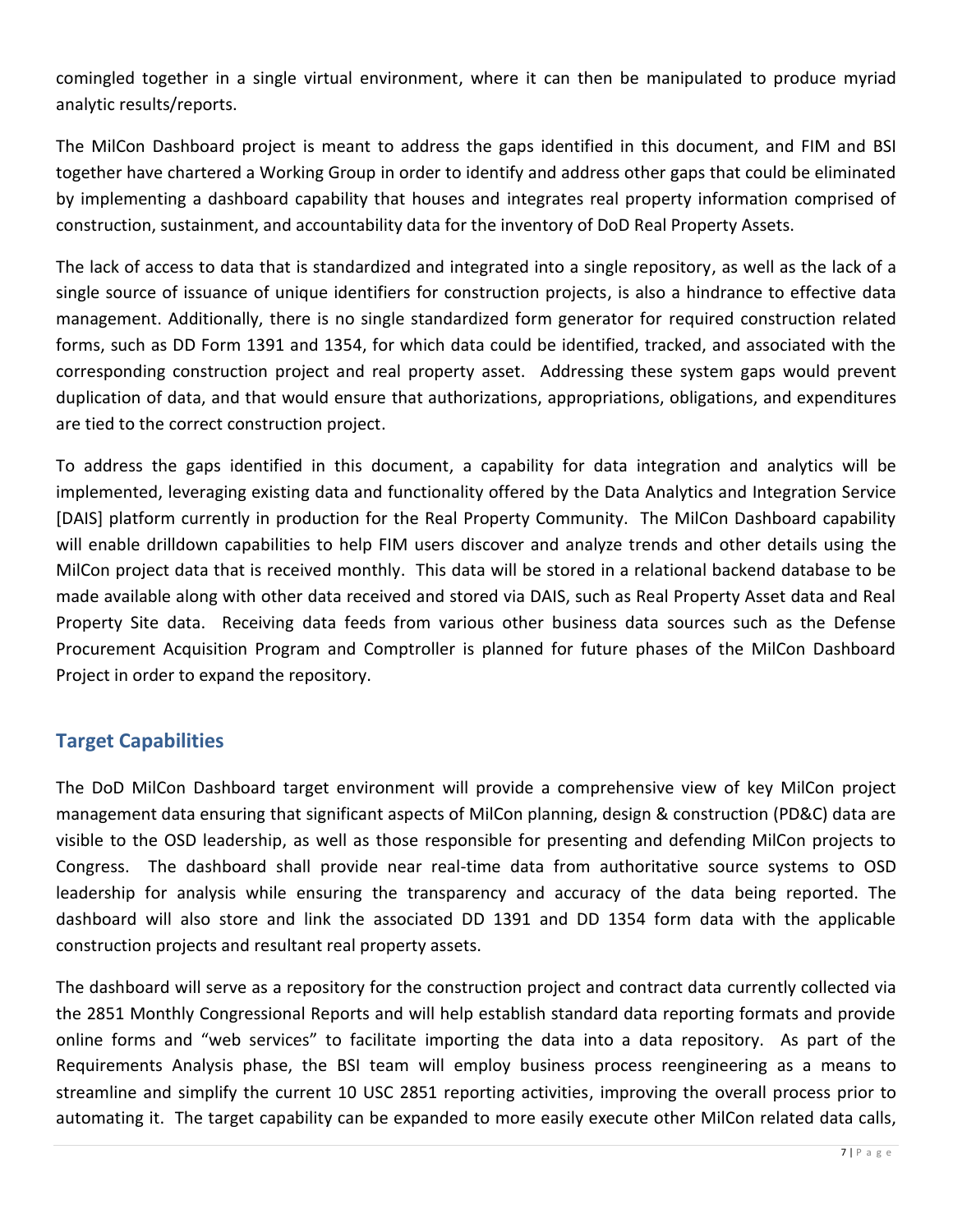comingled together in a single virtual environment, where it can then be manipulated to produce myriad analytic results/reports.

The MilCon Dashboard project is meant to address the gaps identified in this document, and FIM and BSI together have chartered a Working Group in order to identify and address other gaps that could be eliminated by implementing a dashboard capability that houses and integrates real property information comprised of construction, sustainment, and accountability data for the inventory of DoD Real Property Assets.

The lack of access to data that is standardized and integrated into a single repository, as well as the lack of a single source of issuance of unique identifiers for construction projects, is also a hindrance to effective data management. Additionally, there is no single standardized form generator for required construction related forms, such as DD Form 1391 and 1354, for which data could be identified, tracked, and associated with the corresponding construction project and real property asset. Addressing these system gaps would prevent duplication of data, and that would ensure that authorizations, appropriations, obligations, and expenditures are tied to the correct construction project.

To address the gaps identified in this document, a capability for data integration and analytics will be implemented, leveraging existing data and functionality offered by the Data Analytics and Integration Service [DAIS] platform currently in production for the Real Property Community. The MilCon Dashboard capability will enable drilldown capabilities to help FIM users discover and analyze trends and other details using the MilCon project data that is received monthly. This data will be stored in a relational backend database to be made available along with other data received and stored via DAIS, such as Real Property Asset data and Real Property Site data. Receiving data feeds from various other business data sources such as the Defense Procurement Acquisition Program and Comptroller is planned for future phases of the MilCon Dashboard Project in order to expand the repository.

## Target Capabilities

The DoD MilCon Dashboard target environment will provide a comprehensive view of key MilCon project management data ensuring that significant aspects of MilCon planning, design & construction (PD&C) data are visible to the OSD leadership, as well as those responsible for presenting and defending MilCon projects to Congress. The dashboard shall provide near real-time data from authoritative source systems to OSD leadership for analysis while ensuring the transparency and accuracy of the data being reported. The dashboard will also store and link the associated DD 1391 and DD 1354 form data with the applicable construction projects and resultant real property assets.

The dashboard will serve as a repository for the construction project and contract data currently collected via the 2851 Monthly Congressional Reports and will help establish standard data reporting formats and provide online forms and "web services" to facilitate importing the data into a data repository. As part of the Requirements Analysis phase, the BSI team will employ business process reengineering as a means to streamline and simplify the current 10 USC 2851 reporting activities, improving the overall process prior to automating it. The target capability can be expanded to more easily execute other MilCon related data calls,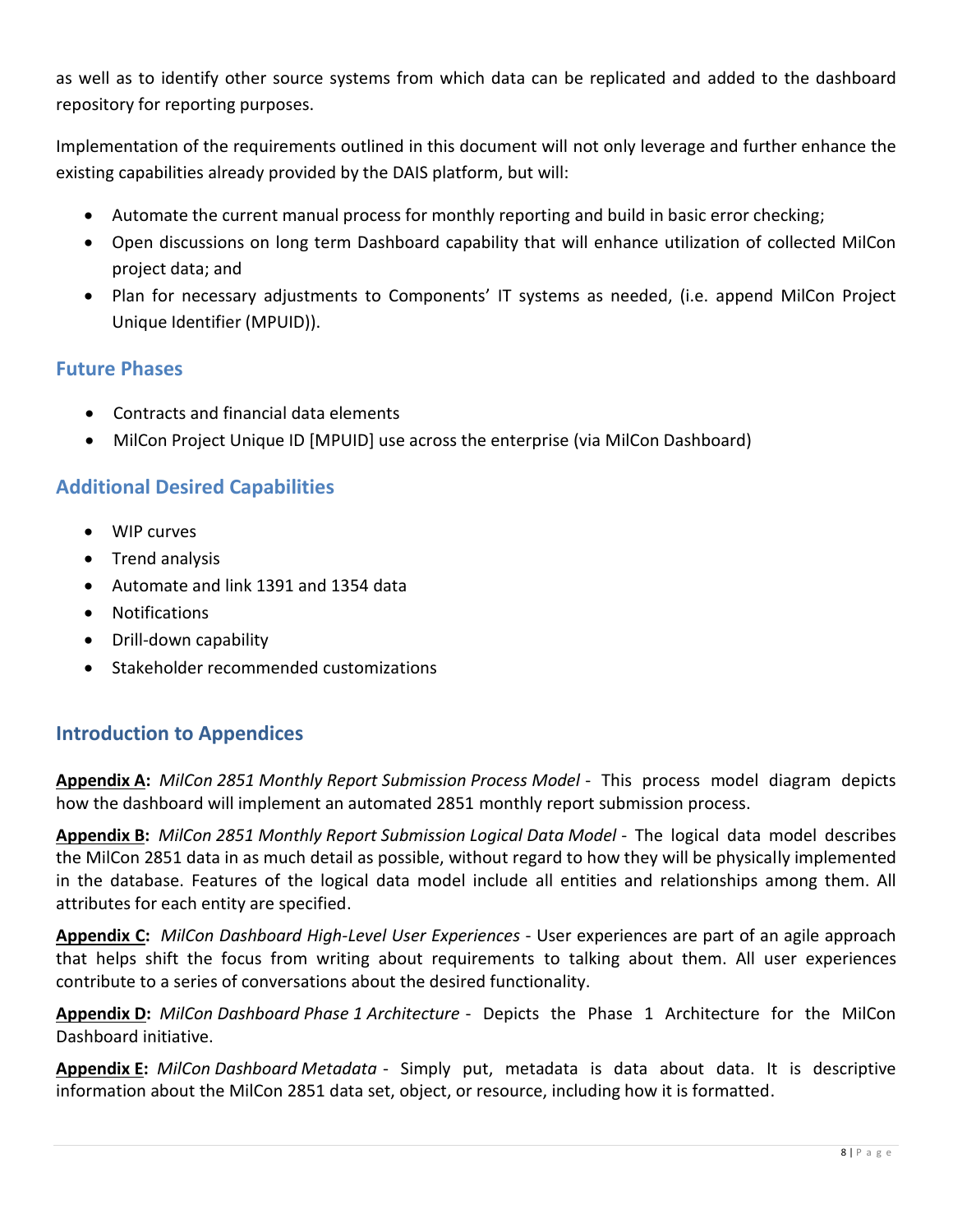as well as to identify other source systems from which data can be replicated and added to the dashboard repository for reporting purposes.

Implementation of the requirements outlined in this document will not only leverage and further enhance the existing capabilities already provided by the DAIS platform, but will:

- Automate the current manual process for monthly reporting and build in basic error checking;
- Open discussions on long term Dashboard capability that will enhance utilization of collected MilCon project data; and
- Plan for necessary adjustments to Components' IT systems as needed, (i.e. append MilCon Project Unique Identifier (MPUID)).

## Future Phases

- Contracts and financial data elements
- MilCon Project Unique ID [MPUID] use across the enterprise (via MilCon Dashboard)

## Additional Desired Capabilities

- WIP curves
- Trend analysis
- Automate and link 1391 and 1354 data
- Notifications
- Drill-down capability
- Stakeholder recommended customizations

## Introduction to Appendices

**Appendix A:** *MilCon 2851 Monthly Report Submission Process Model* - This process model diagram depicts how the dashboard will implement an automated 2851 monthly report submission process.

**Appendix B:** *MilCon 2851 Monthly Report Submission Logical Data Model* - The logical data model describes the MilCon 2851 data in as much detail as possible, without regard to how they will be physically implemented in the database. Features of the logical data model include all entities and relationships among them. All attributes for each entity are specified.

**Appendix C:** *MilCon Dashboard High-Level User Experiences* - User experiences are part of an agile approach that helps shift the focus from writing about requirements to talking about them. All user experiences contribute to a series of conversations about the desired functionality.

**Appendix D:** *MilCon Dashboard Phase 1 Architecture* - Depicts the Phase 1 Architecture for the MilCon Dashboard initiative.

**Appendix E:** *MilCon Dashboard Metadata* - Simply put, metadata is data about data. It is descriptive information about the MilCon 2851 data set, object, or resource, including how it is formatted.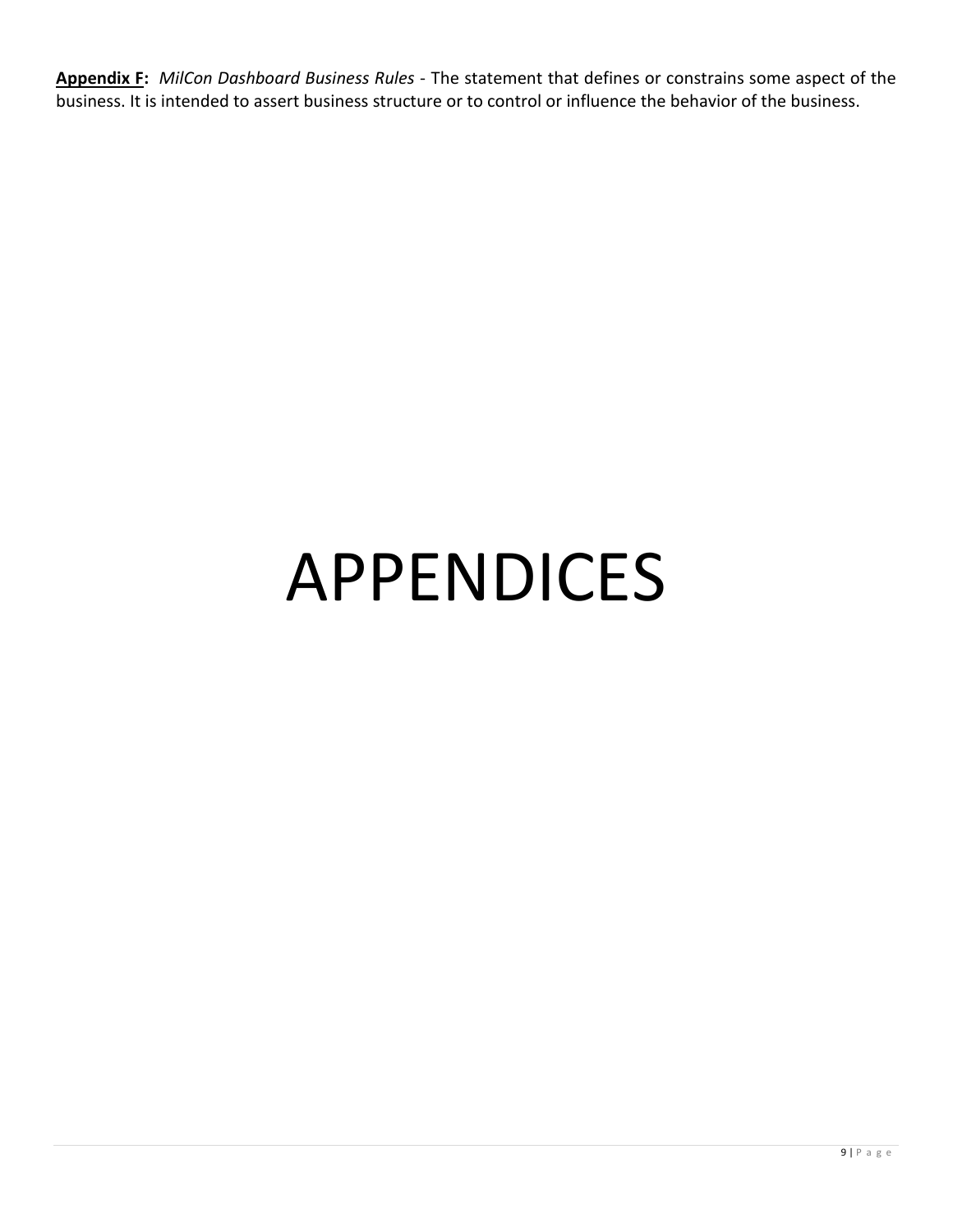**<u>Appendix F</u>:** *MilCon Dashboard Business Rules* - The statement that defines or constrains some aspect of the business. It is intended to assert business structure or to control or influence the behavior of the business.

# APPENDICES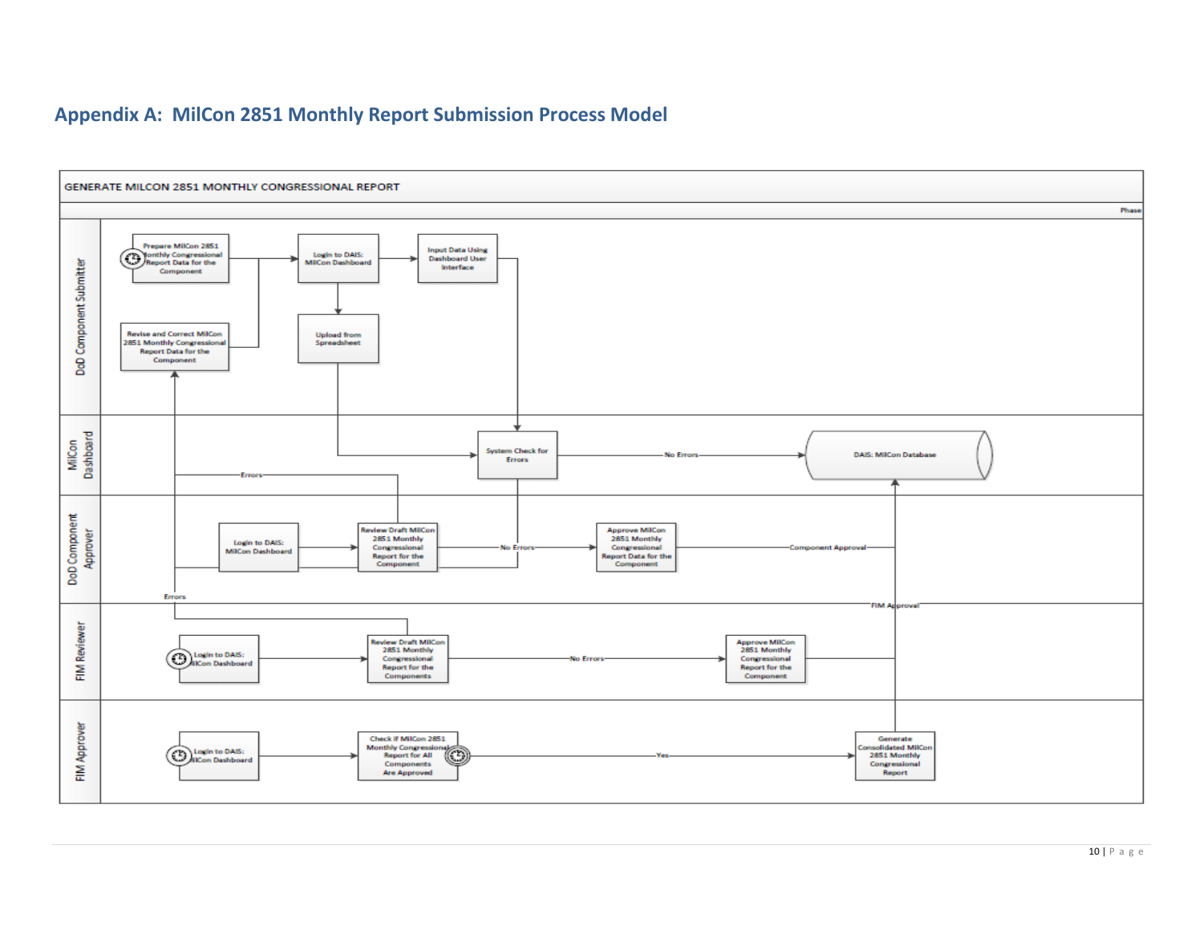## Appendix A: MilCon 2851 Monthly Report Submission Process Model

GENERATE MILCON 2851 MONTHLY CONGRESSIONAL REPORT

Phase

**DoD Component Submitter**

- Prepare MilCon 2851 Monthly Congressional Report Data for the Component
- Login to DAIS: MilCon Dashboard
- Input Data Using Dashboard User Interface
- Upload from Spreadsheet
- Revise and Correct MilCon 2851 Monthly Congressional Report Data for the Component

**MilCon Dashboard**

- System Check for Errors
- Errors
- No Errors
- DAIS: MilCon Database

**DoD Component Approver**

- Login to DAIS: MilCon Dashboard
- Review Draft MilCon 2851 Monthly Congressional Report for the Component
- No Errors
- Approve MilCon 2851 Monthly Congressional Report Data for the Component
- Component Approval
- Errors

**FIM Reviewer**

- Login to DAIS: MilCon Dashboard
- Review Draft MilCon 2851 Monthly Congressional Report for the Components
- No Errors
- Approve MilCon 2851 Monthly Congressional Report for the Component
- FIM Approval

**FIM Approver**

- Login to DAIS: MilCon Dashboard
- Check if MilCon 2851 Monthly Congressional Report for All Components Are Approved
- Yes
- Generate Consolidated MilCon 2851 Monthly Congressional Report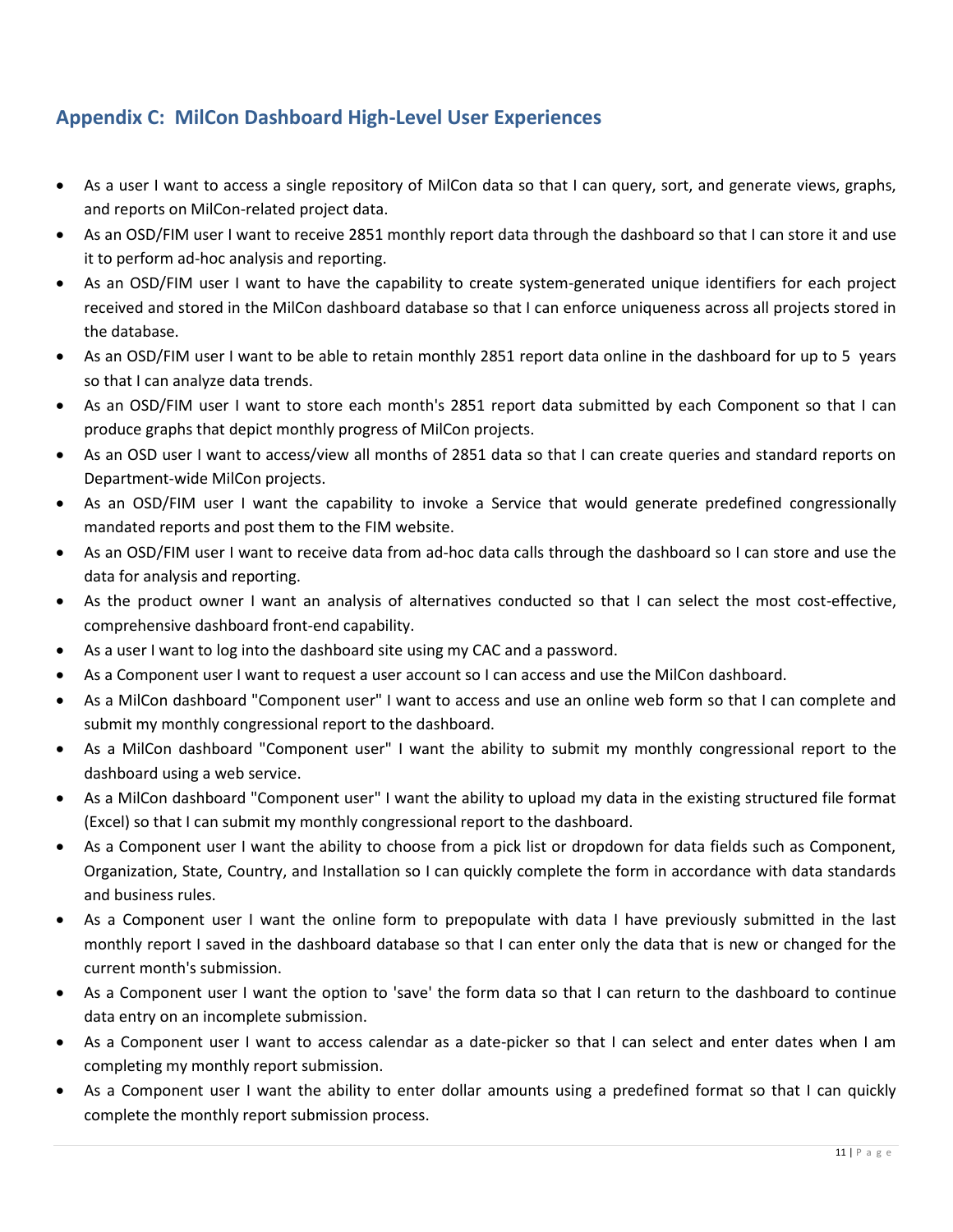## Appendix C: MilCon Dashboard High-Level User Experiences

- As a user I want to access a single repository of MilCon data so that I can query, sort, and generate views, graphs, and reports on MilCon-related project data.
- As an OSD/FIM user I want to receive 2851 monthly report data through the dashboard so that I can store it and use it to perform ad-hoc analysis and reporting.
- As an OSD/FIM user I want to have the capability to create system-generated unique identifiers for each project received and stored in the MilCon dashboard database so that I can enforce uniqueness across all projects stored in the database.
- As an OSD/FIM user I want to be able to retain monthly 2851 report data online in the dashboard for up to 5 years so that I can analyze data trends.
- As an OSD/FIM user I want to store each month's 2851 report data submitted by each Component so that I can produce graphs that depict monthly progress of MilCon projects.
- As an OSD user I want to access/view all months of 2851 data so that I can create queries and standard reports on Department-wide MilCon projects.
- As an OSD/FIM user I want the capability to invoke a Service that would generate predefined congressionally mandated reports and post them to the FIM website.
- As an OSD/FIM user I want to receive data from ad-hoc data calls through the dashboard so I can store and use the data for analysis and reporting.
- As the product owner I want an analysis of alternatives conducted so that I can select the most cost-effective, comprehensive dashboard front-end capability.
- As a user I want to log into the dashboard site using my CAC and a password.
- As a Component user I want to request a user account so I can access and use the MilCon dashboard.
- As a MilCon dashboard "Component user" I want to access and use an online web form so that I can complete and submit my monthly congressional report to the dashboard.
- As a MilCon dashboard "Component user" I want the ability to submit my monthly congressional report to the dashboard using a web service.
- As a MilCon dashboard "Component user" I want the ability to upload my data in the existing structured file format (Excel) so that I can submit my monthly congressional report to the dashboard.
- As a Component user I want the ability to choose from a pick list or dropdown for data fields such as Component, Organization, State, Country, and Installation so I can quickly complete the form in accordance with data standards and business rules.
- As a Component user I want the online form to prepopulate with data I have previously submitted in the last monthly report I saved in the dashboard database so that I can enter only the data that is new or changed for the current month's submission.
- As a Component user I want the option to 'save' the form data so that I can return to the dashboard to continue data entry on an incomplete submission.
- As a Component user I want to access calendar as a date-picker so that I can select and enter dates when I am completing my monthly report submission.
- As a Component user I want the ability to enter dollar amounts using a predefined format so that I can quickly complete the monthly report submission process.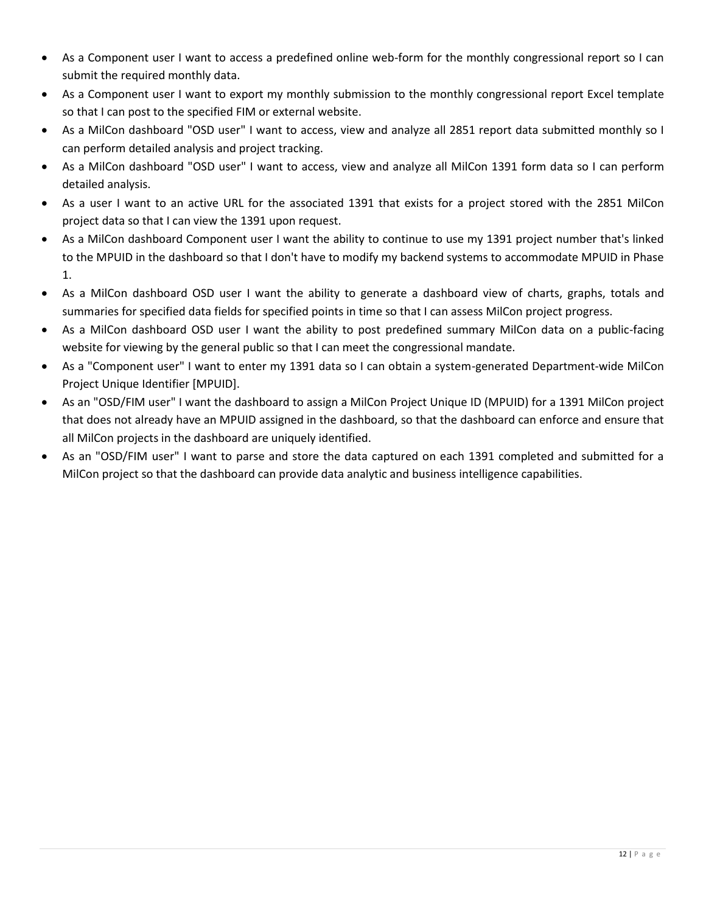- As a Component user I want to access a predefined online web-form for the monthly congressional report so I can submit the required monthly data.
- As a Component user I want to export my monthly submission to the monthly congressional report Excel template so that I can post to the specified FIM or external website.
- As a MilCon dashboard "OSD user" I want to access, view and analyze all 2851 report data submitted monthly so I can perform detailed analysis and project tracking.
- As a MilCon dashboard "OSD user" I want to access, view and analyze all MilCon 1391 form data so I can perform detailed analysis.
- As a user I want to an active URL for the associated 1391 that exists for a project stored with the 2851 MilCon project data so that I can view the 1391 upon request.
- As a MilCon dashboard Component user I want the ability to continue to use my 1391 project number that's linked to the MPUID in the dashboard so that I don't have to modify my backend systems to accommodate MPUID in Phase 1.
- As a MilCon dashboard OSD user I want the ability to generate a dashboard view of charts, graphs, totals and summaries for specified data fields for specified points in time so that I can assess MilCon project progress.
- As a MilCon dashboard OSD user I want the ability to post predefined summary MilCon data on a public-facing website for viewing by the general public so that I can meet the congressional mandate.
- As a "Component user" I want to enter my 1391 data so I can obtain a system-generated Department-wide MilCon Project Unique Identifier [MPUID].
- As an "OSD/FIM user" I want the dashboard to assign a MilCon Project Unique ID (MPUID) for a 1391 MilCon project that does not already have an MPUID assigned in the dashboard, so that the dashboard can enforce and ensure that all MilCon projects in the dashboard are uniquely identified.
- As an "OSD/FIM user" I want to parse and store the data captured on each 1391 completed and submitted for a MilCon project so that the dashboard can provide data analytic and business intelligence capabilities.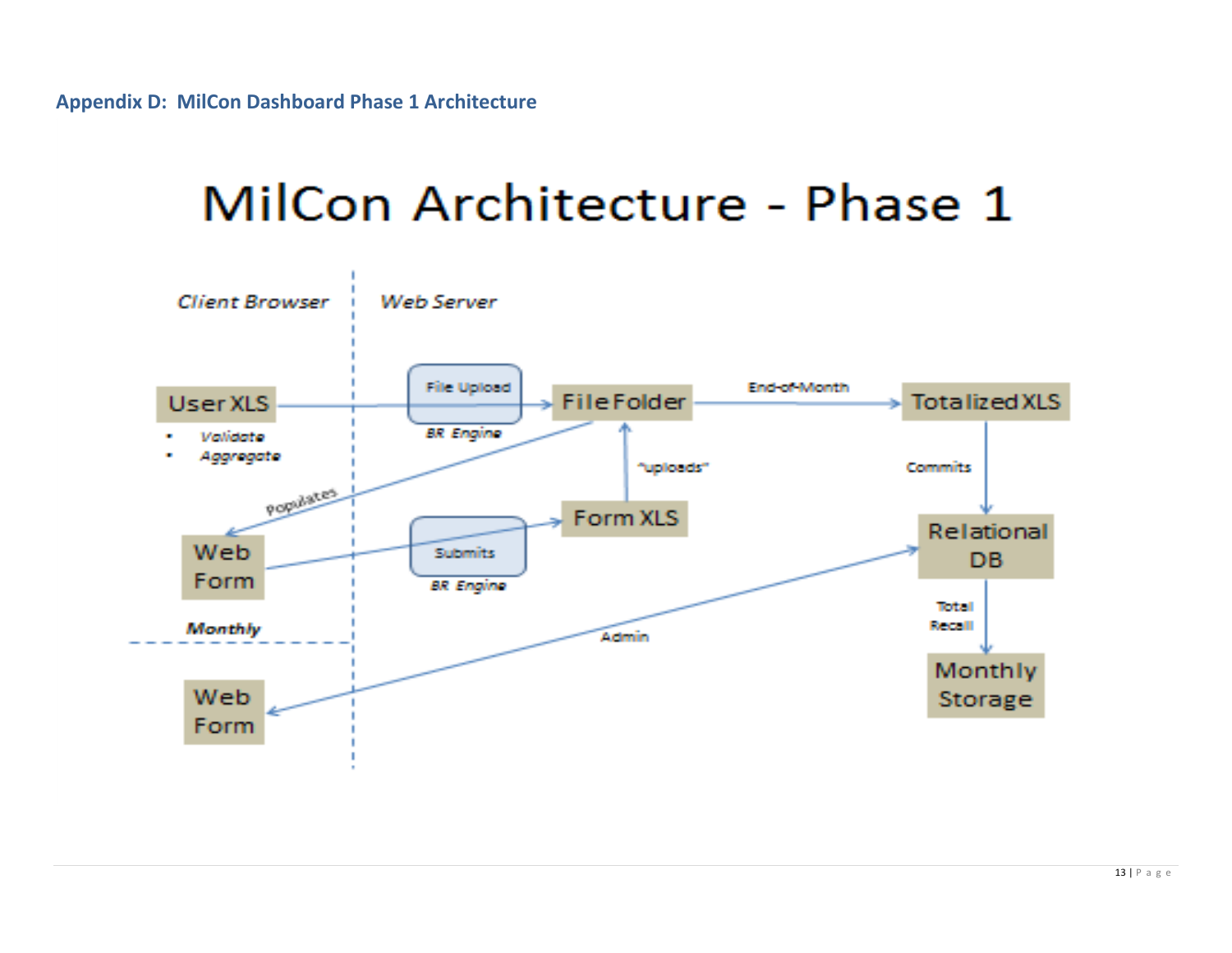## Appendix D: MilCon Dashboard Phase 1 Architecture

# MilCon Architecture - Phase 1

*Client Browser* | *Web Server*

- User XLS
  - *Validate*
  - *Aggregate*
- File Upload (*BR Engine*)
- File Folder
- End-of-Month
- Totalized XLS
- Commits
- Relational DB
- Total Recall
- Monthly Storage
- Populates
- "uploads"
- Web Form
- Submits (*BR Engine*)
- Form XLS
- ***Monthly***
- Admin
- Web Form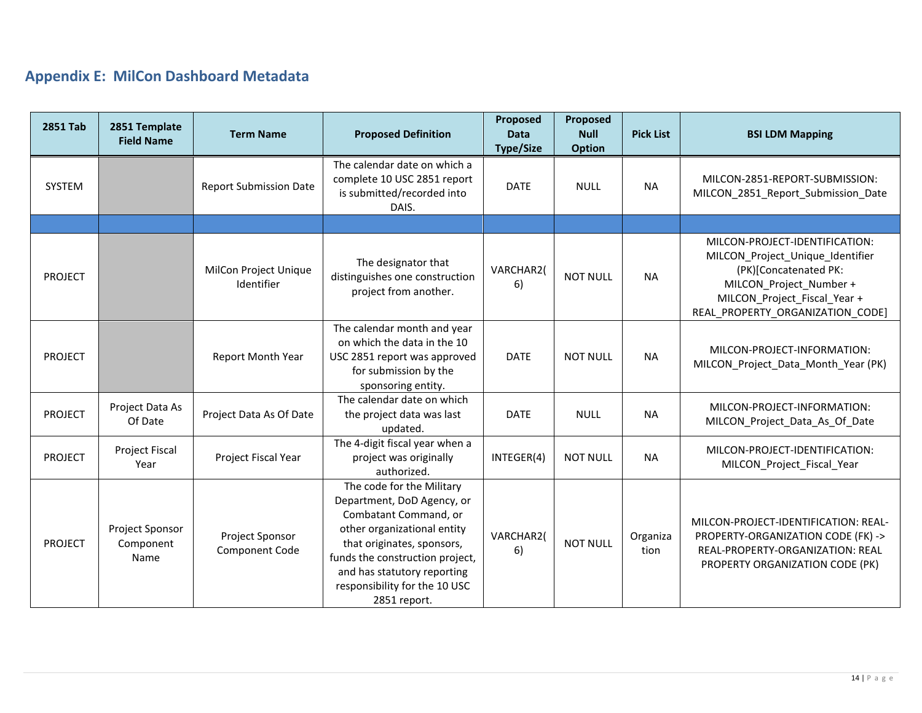## Appendix E: MilCon Dashboard Metadata

| 2851 Tab | 2851 Template Field Name | Term Name | Proposed Definition | Proposed Data Type/Size | Proposed Null Option | Pick List | BSI LDM Mapping |
|---|---|---|---|---|---|---|---|
| SYSTEM | | Report Submission Date | The calendar date on which a complete 10 USC 2851 report is submitted/recorded into DAIS. | DATE | NULL | NA | MILCON-2851-REPORT-SUBMISSION: MILCON_2851_Report_Submission_Date |
| | | | | | | | |
| PROJECT | | MilCon Project Unique Identifier | The designator that distinguishes one construction project from another. | VARCHAR2(6) | NOT NULL | NA | MILCON-PROJECT-IDENTIFICATION: MILCON_Project_Unique_Identifier (PK)[Concatenated PK: MILCON_Project_Number + MILCON_Project_Fiscal_Year + REAL_PROPERTY_ORGANIZATION_CODE] |
| PROJECT | | Report Month Year | The calendar month and year on which the data in the 10 USC 2851 report was approved for submission by the sponsoring entity. | DATE | NOT NULL | NA | MILCON-PROJECT-INFORMATION: MILCON_Project_Data_Month_Year (PK) |
| PROJECT | Project Data As Of Date | Project Data As Of Date | The calendar date on which the project data was last updated. | DATE | NULL | NA | MILCON-PROJECT-INFORMATION: MILCON_Project_Data_As_Of_Date |
| PROJECT | Project Fiscal Year | Project Fiscal Year | The 4-digit fiscal year when a project was originally authorized. | INTEGER(4) | NOT NULL | NA | MILCON-PROJECT-IDENTIFICATION: MILCON_Project_Fiscal_Year |
| PROJECT | Project Sponsor Component Name | Project Sponsor Component Code | The code for the Military Department, DoD Agency, or Combatant Command, or other organizational entity that originates, sponsors, funds the construction project, and has statutory reporting responsibility for the 10 USC 2851 report. | VARCHAR2(6) | NOT NULL | Organization | MILCON-PROJECT-IDENTIFICATION: REAL-PROPERTY-ORGANIZATION CODE (FK) -> REAL-PROPERTY-ORGANIZATION: REAL PROPERTY ORGANIZATION CODE (PK) |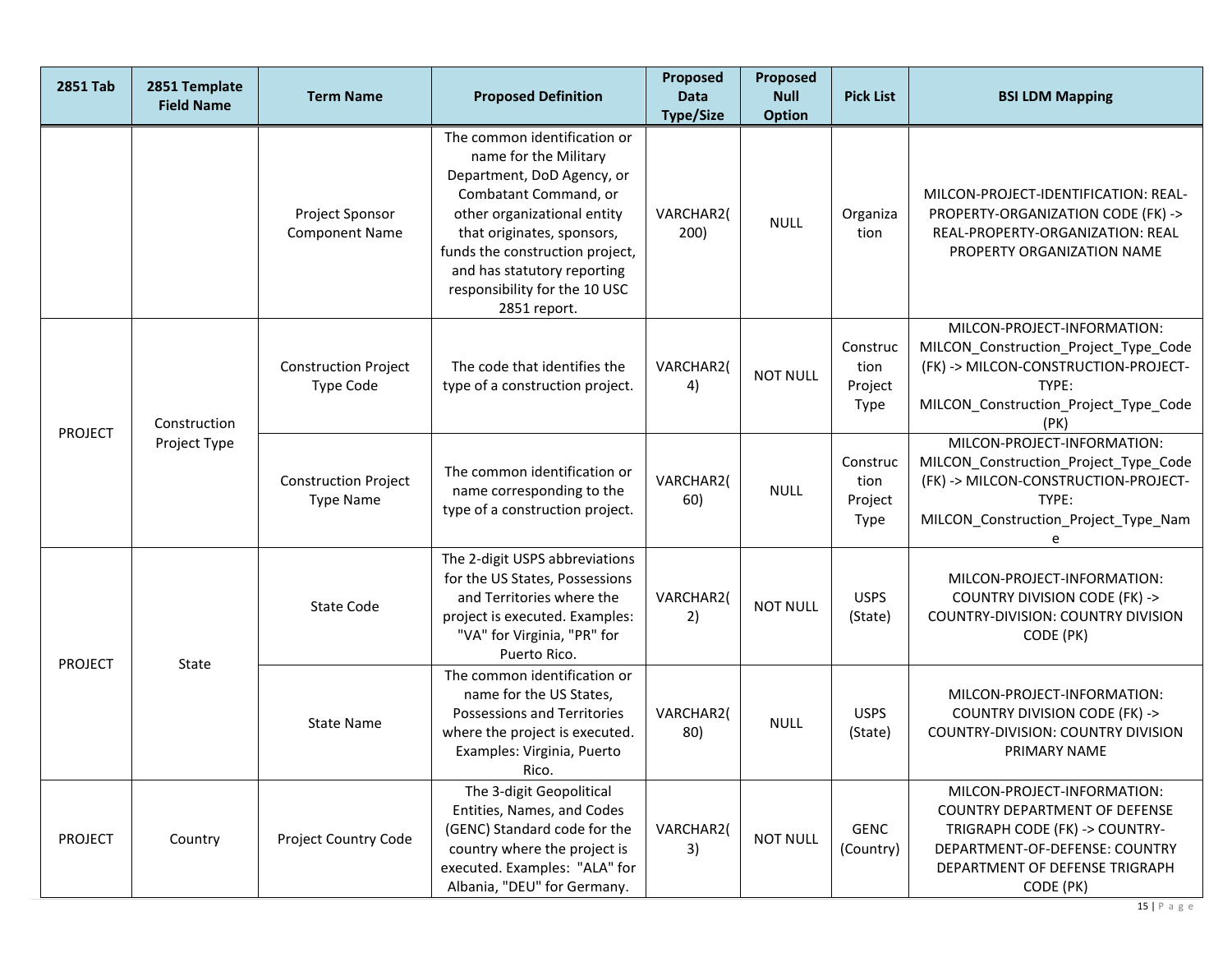| 2851 Tab | 2851 Template Field Name | Term Name | Proposed Definition | Proposed Data Type/Size | Proposed Null Option | Pick List | BSI LDM Mapping |
|---|---|---|---|---|---|---|---|
| | | Project Sponsor Component Name | The common identification or name for the Military Department, DoD Agency, or Combatant Command, or other organizational entity that originates, sponsors, funds the construction project, and has statutory reporting responsibility for the 10 USC 2851 report. | VARCHAR2(200) | NULL | Organization | MILCON-PROJECT-IDENTIFICATION: REAL-PROPERTY-ORGANIZATION CODE (FK) -> REAL-PROPERTY-ORGANIZATION: REAL PROPERTY ORGANIZATION NAME |
| PROJECT | Construction Project Type | Construction Project Type Code | The code that identifies the type of a construction project. | VARCHAR2(4) | NOT NULL | Construction Project Type | MILCON-PROJECT-INFORMATION: MILCON_Construction_Project_Type_Code (FK) -> MILCON-CONSTRUCTION-PROJECT-TYPE: MILCON_Construction_Project_Type_Code (PK) |
| | | Construction Project Type Name | The common identification or name corresponding to the type of a construction project. | VARCHAR2(60) | NULL | Construction Project Type | MILCON-PROJECT-INFORMATION: MILCON_Construction_Project_Type_Code (FK) -> MILCON-CONSTRUCTION-PROJECT-TYPE: MILCON_Construction_Project_Type_Name |
| PROJECT | State | State Code | The 2-digit USPS abbreviations for the US States, Possessions and Territories where the project is executed. Examples: "VA" for Virginia, "PR" for Puerto Rico. | VARCHAR2(2) | NOT NULL | USPS (State) | MILCON-PROJECT-INFORMATION: COUNTRY DIVISION CODE (FK) -> COUNTRY-DIVISION: COUNTRY DIVISION CODE (PK) |
| | | State Name | The common identification or name for the US States, Possessions and Territories where the project is executed. Examples: Virginia, Puerto Rico. | VARCHAR2(80) | NULL | USPS (State) | MILCON-PROJECT-INFORMATION: COUNTRY DIVISION CODE (FK) -> COUNTRY-DIVISION: COUNTRY DIVISION PRIMARY NAME |
| PROJECT | Country | Project Country Code | The 3-digit Geopolitical Entities, Names, and Codes (GENC) Standard code for the country where the project is executed. Examples: "ALA" for Albania, "DEU" for Germany. | VARCHAR2(3) | NOT NULL | GENC (Country) | MILCON-PROJECT-INFORMATION: COUNTRY DEPARTMENT OF DEFENSE TRIGRAPH CODE (FK) -> COUNTRY-DEPARTMENT-OF-DEFENSE: COUNTRY DEPARTMENT OF DEFENSE TRIGRAPH CODE (PK) |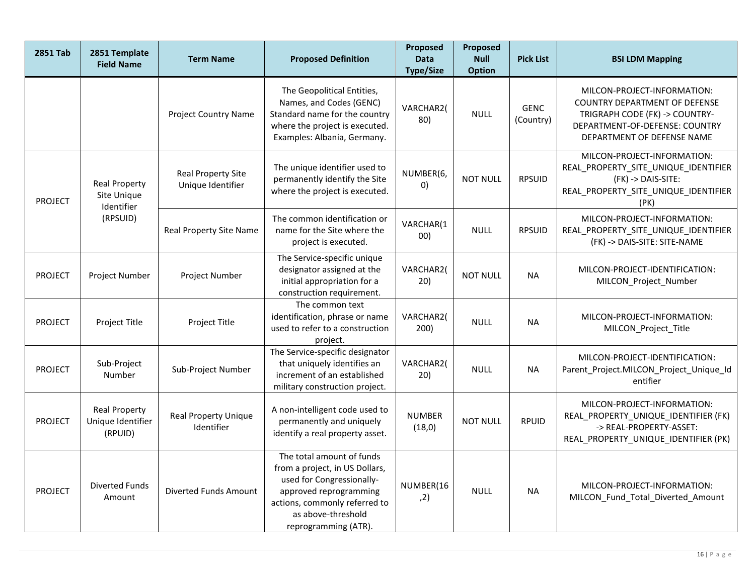| 2851 Tab | 2851 Template Field Name | Term Name | Proposed Definition | Proposed Data Type/Size | Proposed Null Option | Pick List | BSI LDM Mapping |
|---|---|---|---|---|---|---|---|
| | | Project Country Name | The Geopolitical Entities, Names, and Codes (GENC) Standard name for the country where the project is executed. Examples: Albania, Germany. | VARCHAR2(80) | NULL | GENC (Country) | MILCON-PROJECT-INFORMATION: COUNTRY DEPARTMENT OF DEFENSE TRIGRAPH CODE (FK) -> COUNTRY-DEPARTMENT-OF-DEFENSE: COUNTRY DEPARTMENT OF DEFENSE NAME |
| PROJECT | Real Property Site Unique Identifier (RPSUID) | Real Property Site Unique Identifier | The unique identifier used to permanently identify the Site where the project is executed. | NUMBER(6,0) | NOT NULL | RPSUID | MILCON-PROJECT-INFORMATION: REAL_PROPERTY_SITE_UNIQUE_IDENTIFIER (FK) -> DAIS-SITE: REAL_PROPERTY_SITE_UNIQUE_IDENTIFIER (PK) |
| | | Real Property Site Name | The common identification or name for the Site where the project is executed. | VARCHAR(100) | NULL | RPSUID | MILCON-PROJECT-INFORMATION: REAL_PROPERTY_SITE_UNIQUE_IDENTIFIER (FK) -> DAIS-SITE: SITE-NAME |
| PROJECT | Project Number | Project Number | The Service-specific unique designator assigned at the initial appropriation for a construction requirement. | VARCHAR2(20) | NOT NULL | NA | MILCON-PROJECT-IDENTIFICATION: MILCON_Project_Number |
| PROJECT | Project Title | Project Title | The common text identification, phrase or name used to refer to a construction project. | VARCHAR2(200) | NULL | NA | MILCON-PROJECT-INFORMATION: MILCON_Project_Title |
| PROJECT | Sub-Project Number | Sub-Project Number | The Service-specific designator that uniquely identifies an increment of an established military construction project. | VARCHAR2(20) | NULL | NA | MILCON-PROJECT-IDENTIFICATION: Parent_Project.MILCON_Project_Unique_Identifier |
| PROJECT | Real Property Unique Identifier (RPUID) | Real Property Unique Identifier | A non-intelligent code used to permanently and uniquely identify a real property asset. | NUMBER (18,0) | NOT NULL | RPUID | MILCON-PROJECT-INFORMATION: REAL_PROPERTY_UNIQUE_IDENTIFIER (FK) -> REAL-PROPERTY-ASSET: REAL_PROPERTY_UNIQUE_IDENTIFIER (PK) |
| PROJECT | Diverted Funds Amount | Diverted Funds Amount | The total amount of funds from a project, in US Dollars, used for Congressionally-approved reprogramming actions, commonly referred to as above-threshold reprogramming (ATR). | NUMBER(16,2) | NULL | NA | MILCON-PROJECT-INFORMATION: MILCON_Fund_Total_Diverted_Amount |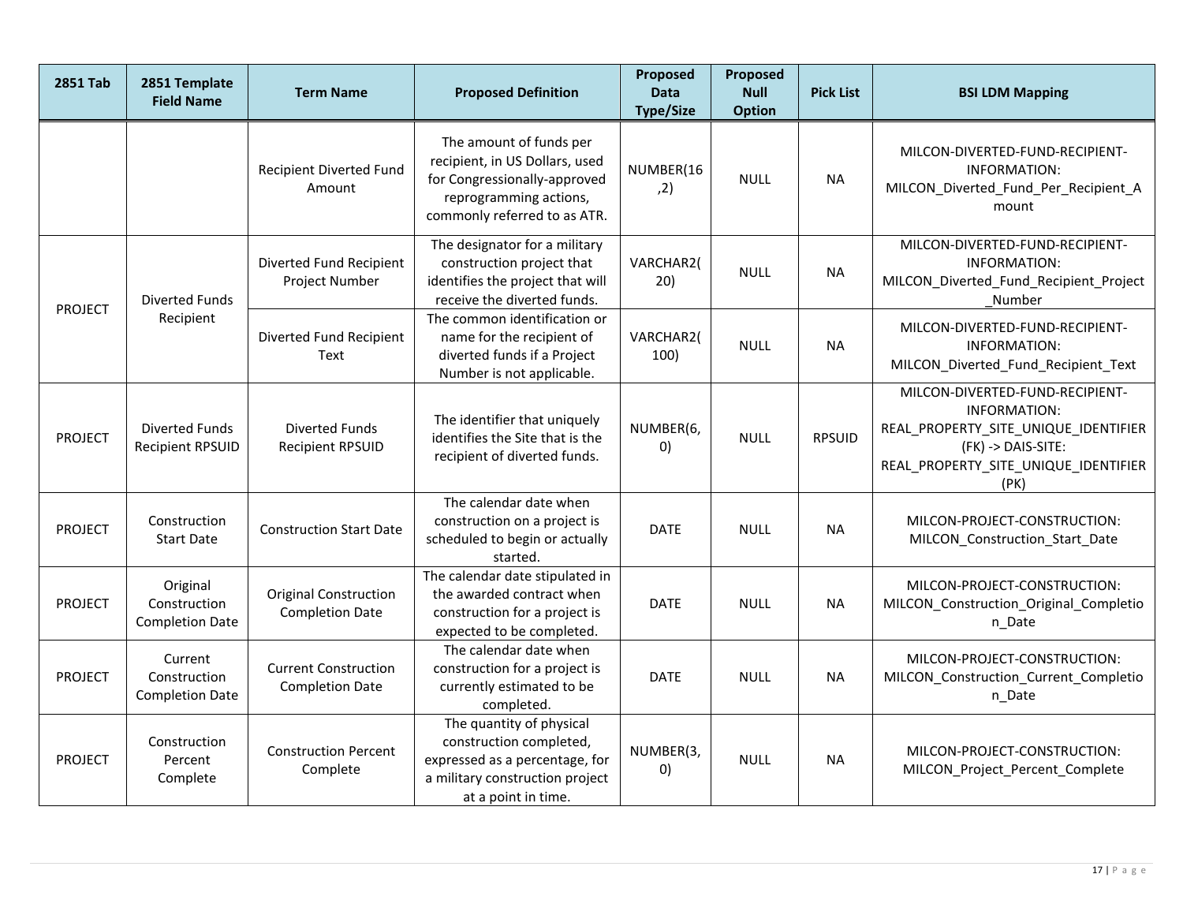| 2851 Tab | 2851 Template Field Name | Term Name | Proposed Definition | Proposed Data Type/Size | Proposed Null Option | Pick List | BSI LDM Mapping |
|---|---|---|---|---|---|---|---|
| | | Recipient Diverted Fund Amount | The amount of funds per recipient, in US Dollars, used for Congressionally-approved reprogramming actions, commonly referred to as ATR. | NUMBER(16,2) | NULL | NA | MILCON-DIVERTED-FUND-RECIPIENT-INFORMATION: MILCON_Diverted_Fund_Per_Recipient_Amount |
| PROJECT | Diverted Funds Recipient | Diverted Fund Recipient Project Number | The designator for a military construction project that identifies the project that will receive the diverted funds. | VARCHAR2(20) | NULL | NA | MILCON-DIVERTED-FUND-RECIPIENT-INFORMATION: MILCON_Diverted_Fund_Recipient_Project_Number |
| | | Diverted Fund Recipient Text | The common identification or name for the recipient of diverted funds if a Project Number is not applicable. | VARCHAR2(100) | NULL | NA | MILCON-DIVERTED-FUND-RECIPIENT-INFORMATION: MILCON_Diverted_Fund_Recipient_Text |
| PROJECT | Diverted Funds Recipient RPSUID | Diverted Funds Recipient RPSUID | The identifier that uniquely identifies the Site that is the recipient of diverted funds. | NUMBER(6,0) | NULL | RPSUID | MILCON-DIVERTED-FUND-RECIPIENT-INFORMATION: REAL_PROPERTY_SITE_UNIQUE_IDENTIFIER (FK) -> DAIS-SITE: REAL_PROPERTY_SITE_UNIQUE_IDENTIFIER (PK) |
| PROJECT | Construction Start Date | Construction Start Date | The calendar date when construction on a project is scheduled to begin or actually started. | DATE | NULL | NA | MILCON-PROJECT-CONSTRUCTION: MILCON_Construction_Start_Date |
| PROJECT | Original Construction Completion Date | Original Construction Completion Date | The calendar date stipulated in the awarded contract when construction for a project is expected to be completed. | DATE | NULL | NA | MILCON-PROJECT-CONSTRUCTION: MILCON_Construction_Original_Completion_Date |
| PROJECT | Current Construction Completion Date | Current Construction Completion Date | The calendar date when construction for a project is currently estimated to be completed. | DATE | NULL | NA | MILCON-PROJECT-CONSTRUCTION: MILCON_Construction_Current_Completion_Date |
| PROJECT | Construction Percent Complete | Construction Percent Complete | The quantity of physical construction completed, expressed as a percentage, for a military construction project at a point in time. | NUMBER(3,0) | NULL | NA | MILCON-PROJECT-CONSTRUCTION: MILCON_Project_Percent_Complete |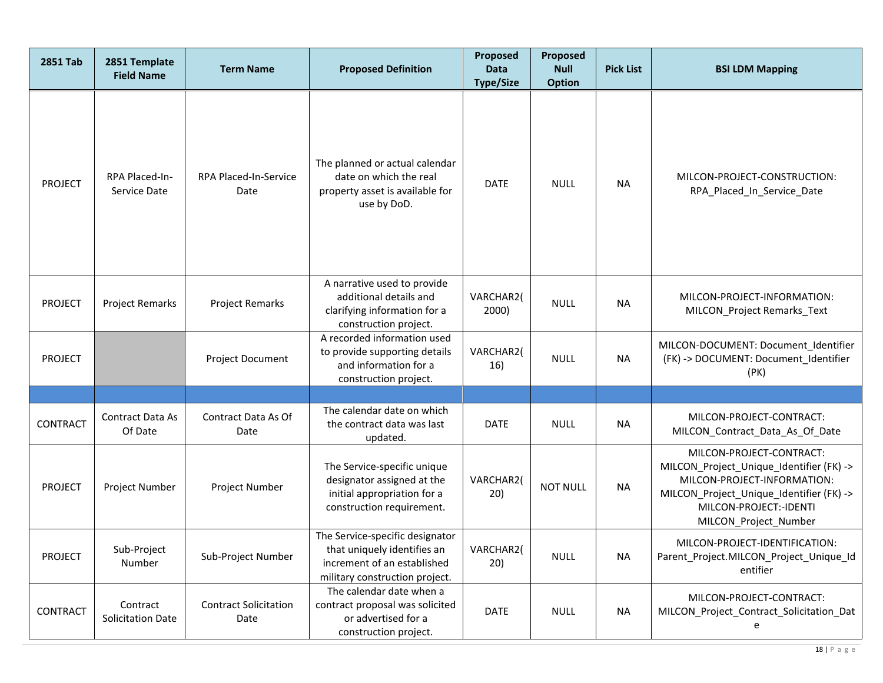| 2851 Tab | 2851 Template Field Name | Term Name | Proposed Definition | Proposed Data Type/Size | Proposed Null Option | Pick List | BSI LDM Mapping |
|---|---|---|---|---|---|---|---|
| PROJECT | RPA Placed-In-Service Date | RPA Placed-In-Service Date | The planned or actual calendar date on which the real property asset is available for use by DoD. | DATE | NULL | NA | MILCON-PROJECT-CONSTRUCTION: RPA_Placed_In_Service_Date |
| PROJECT | Project Remarks | Project Remarks | A narrative used to provide additional details and clarifying information for a construction project. | VARCHAR2(2000) | NULL | NA | MILCON-PROJECT-INFORMATION: MILCON_Project Remarks_Text |
| PROJECT | | Project Document | A recorded information used to provide supporting details and information for a construction project. | VARCHAR2(16) | NULL | NA | MILCON-DOCUMENT: Document_Identifier (FK) -> DOCUMENT: Document_Identifier (PK) |
| | | | | | | | |
| CONTRACT | Contract Data As Of Date | Contract Data As Of Date | The calendar date on which the contract data was last updated. | DATE | NULL | NA | MILCON-PROJECT-CONTRACT: MILCON_Contract_Data_As_Of_Date |
| PROJECT | Project Number | Project Number | The Service-specific unique designator assigned at the initial appropriation for a construction requirement. | VARCHAR2(20) | NOT NULL | NA | MILCON-PROJECT-CONTRACT: MILCON_Project_Unique_Identifier (FK) -> MILCON-PROJECT-INFORMATION: MILCON_Project_Unique_Identifier (FK) -> MILCON-PROJECT:-IDENTI MILCON_Project_Number |
| PROJECT | Sub-Project Number | Sub-Project Number | The Service-specific designator that uniquely identifies an increment of an established military construction project. | VARCHAR2(20) | NULL | NA | MILCON-PROJECT-IDENTIFICATION: Parent_Project.MILCON_Project_Unique_Identifier |
| CONTRACT | Contract Solicitation Date | Contract Solicitation Date | The calendar date when a contract proposal was solicited or advertised for a construction project. | DATE | NULL | NA | MILCON-PROJECT-CONTRACT: MILCON_Project_Contract_Solicitation_Date |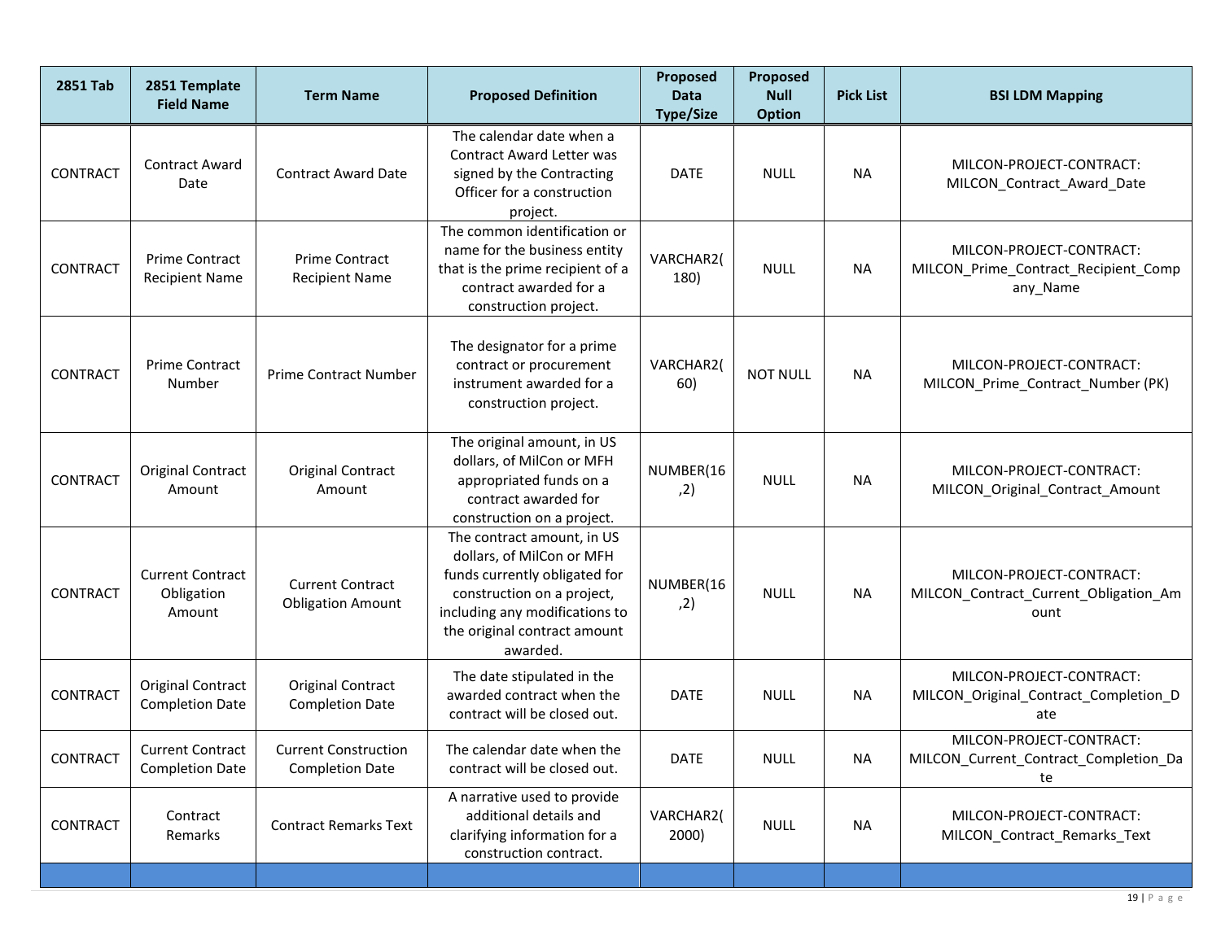| 2851 Tab | 2851 Template Field Name | Term Name | Proposed Definition | Proposed Data Type/Size | Proposed Null Option | Pick List | BSI LDM Mapping |
|---|---|---|---|---|---|---|---|
| CONTRACT | Contract Award Date | Contract Award Date | The calendar date when a Contract Award Letter was signed by the Contracting Officer for a construction project. | DATE | NULL | NA | MILCON-PROJECT-CONTRACT: MILCON_Contract_Award_Date |
| CONTRACT | Prime Contract Recipient Name | Prime Contract Recipient Name | The common identification or name for the business entity that is the prime recipient of a contract awarded for a construction project. | VARCHAR2(180) | NULL | NA | MILCON-PROJECT-CONTRACT: MILCON_Prime_Contract_Recipient_Company_Name |
| CONTRACT | Prime Contract Number | Prime Contract Number | The designator for a prime contract or procurement instrument awarded for a construction project. | VARCHAR2(60) | NOT NULL | NA | MILCON-PROJECT-CONTRACT: MILCON_Prime_Contract_Number (PK) |
| CONTRACT | Original Contract Amount | Original Contract Amount | The original amount, in US dollars, of MilCon or MFH appropriated funds on a contract awarded for construction on a project. | NUMBER(16,2) | NULL | NA | MILCON-PROJECT-CONTRACT: MILCON_Original_Contract_Amount |
| CONTRACT | Current Contract Obligation Amount | Current Contract Obligation Amount | The contract amount, in US dollars, of MilCon or MFH funds currently obligated for construction on a project, including any modifications to the original contract amount awarded. | NUMBER(16,2) | NULL | NA | MILCON-PROJECT-CONTRACT: MILCON_Contract_Current_Obligation_Amount |
| CONTRACT | Original Contract Completion Date | Original Contract Completion Date | The date stipulated in the awarded contract when the contract will be closed out. | DATE | NULL | NA | MILCON-PROJECT-CONTRACT: MILCON_Original_Contract_Completion_Date |
| CONTRACT | Current Contract Completion Date | Current Construction Completion Date | The calendar date when the contract will be closed out. | DATE | NULL | NA | MILCON-PROJECT-CONTRACT: MILCON_Current_Contract_Completion_Date |
| CONTRACT | Contract Remarks | Contract Remarks Text | A narrative used to provide additional details and clarifying information for a construction contract. | VARCHAR2(2000) | NULL | NA | MILCON-PROJECT-CONTRACT: MILCON_Contract_Remarks_Text |
| | | | | | | | |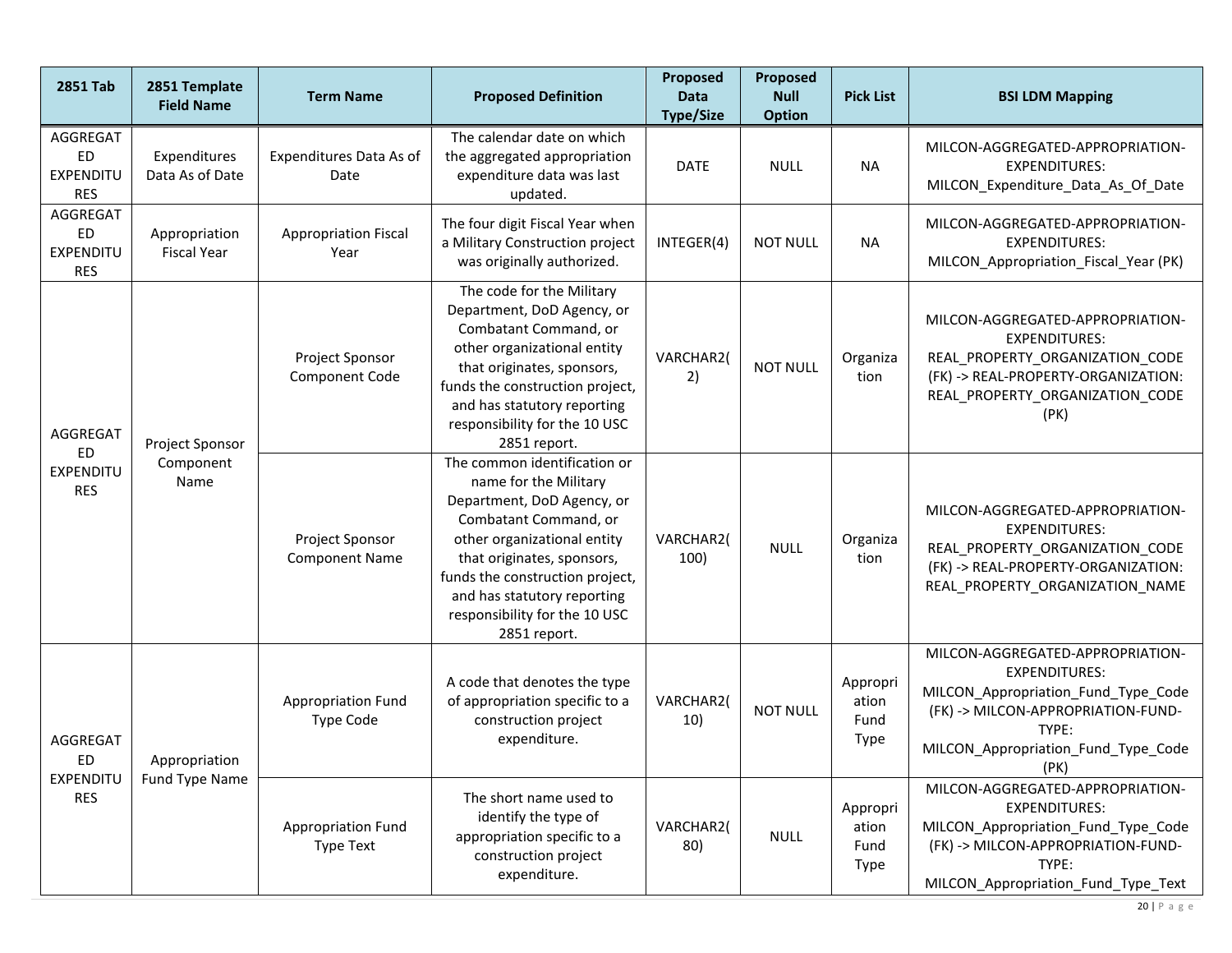| 2851 Tab | 2851 Template Field Name | Term Name | Proposed Definition | Proposed Data Type/Size | Proposed Null Option | Pick List | BSI LDM Mapping |
|---|---|---|---|---|---|---|---|
| AGGREGATED EXPENDITURES | Expenditures Data As of Date | Expenditures Data As of Date | The calendar date on which the aggregated appropriation expenditure data was last updated. | DATE | NULL | NA | MILCON-AGGREGATED-APPROPRIATION-EXPENDITURES: MILCON_Expenditure_Data_As_Of_Date |
| AGGREGATED EXPENDITURES | Appropriation Fiscal Year | Appropriation Fiscal Year | The four digit Fiscal Year when a Military Construction project was originally authorized. | INTEGER(4) | NOT NULL | NA | MILCON-AGGREGATED-APPROPRIATION-EXPENDITURES: MILCON_Appropriation_Fiscal_Year (PK) |
| AGGREGATED EXPENDITURES | Project Sponsor Component Name | Project Sponsor Component Code | The code for the Military Department, DoD Agency, or Combatant Command, or other organizational entity that originates, sponsors, funds the construction project, and has statutory reporting responsibility for the 10 USC 2851 report. | VARCHAR2(2) | NOT NULL | Organization | MILCON-AGGREGATED-APPROPRIATION-EXPENDITURES: REAL_PROPERTY_ORGANIZATION_CODE (FK) -> REAL-PROPERTY-ORGANIZATION: REAL_PROPERTY_ORGANIZATION_CODE (PK) |
| | | Project Sponsor Component Name | The common identification or name for the Military Department, DoD Agency, or Combatant Command, or other organizational entity that originates, sponsors, funds the construction project, and has statutory reporting responsibility for the 10 USC 2851 report. | VARCHAR2(100) | NULL | Organization | MILCON-AGGREGATED-APPROPRIATION-EXPENDITURES: REAL_PROPERTY_ORGANIZATION_CODE (FK) -> REAL-PROPERTY-ORGANIZATION: REAL_PROPERTY_ORGANIZATION_NAME |
| AGGREGATED EXPENDITURES | Appropriation Fund Type Name | Appropriation Fund Type Code | A code that denotes the type of appropriation specific to a construction project expenditure. | VARCHAR2(10) | NOT NULL | Appropriation Fund Type | MILCON-AGGREGATED-APPROPRIATION-EXPENDITURES: MILCON_Appropriation_Fund_Type_Code (FK) -> MILCON-APPROPRIATION-FUND-TYPE: MILCON_Appropriation_Fund_Type_Code (PK) |
| | | Appropriation Fund Type Text | The short name used to identify the type of appropriation specific to a construction project expenditure. | VARCHAR2(80) | NULL | Appropriation Fund Type | MILCON-AGGREGATED-APPROPRIATION-EXPENDITURES: MILCON_Appropriation_Fund_Type_Code (FK) -> MILCON-APPROPRIATION-FUND-TYPE: MILCON_Appropriation_Fund_Type_Text |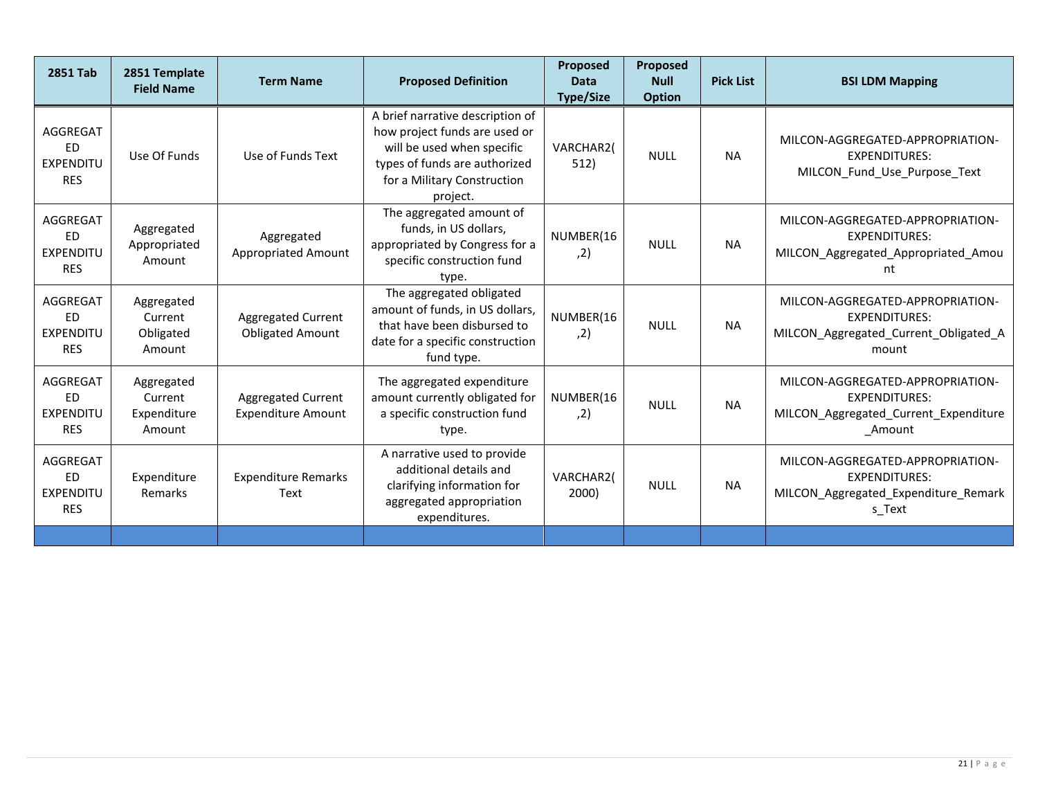| 2851 Tab | 2851 Template Field Name | Term Name | Proposed Definition | Proposed Data Type/Size | Proposed Null Option | Pick List | BSI LDM Mapping |
|---|---|---|---|---|---|---|---|
| AGGREGATED EXPENDITURES | Use Of Funds | Use of Funds Text | A brief narrative description of how project funds are used or will be used when specific types of funds are authorized for a Military Construction project. | VARCHAR2(512) | NULL | NA | MILCON-AGGREGATED-APPROPRIATION-EXPENDITURES: MILCON_Fund_Use_Purpose_Text |
| AGGREGATED EXPENDITURES | Aggregated Appropriated Amount | Aggregated Appropriated Amount | The aggregated amount of funds, in US dollars, appropriated by Congress for a specific construction fund type. | NUMBER(16,2) | NULL | NA | MILCON-AGGREGATED-APPROPRIATION-EXPENDITURES: MILCON_Aggregated_Appropriated_Amount |
| AGGREGATED EXPENDITURES | Aggregated Current Obligated Amount | Aggregated Current Obligated Amount | The aggregated obligated amount of funds, in US dollars, that have been disbursed to date for a specific construction fund type. | NUMBER(16,2) | NULL | NA | MILCON-AGGREGATED-APPROPRIATION-EXPENDITURES: MILCON_Aggregated_Current_Obligated_Amount |
| AGGREGATED EXPENDITURES | Aggregated Current Expenditure Amount | Aggregated Current Expenditure Amount | The aggregated expenditure amount currently obligated for a specific construction fund type. | NUMBER(16,2) | NULL | NA | MILCON-AGGREGATED-APPROPRIATION-EXPENDITURES: MILCON_Aggregated_Current_Expenditure_Amount |
| AGGREGATED EXPENDITURES | Expenditure Remarks | Expenditure Remarks Text | A narrative used to provide additional details and clarifying information for aggregated appropriation expenditures. | VARCHAR2(2000) | NULL | NA | MILCON-AGGREGATED-APPROPRIATION-EXPENDITURES: MILCON_Aggregated_Expenditure_Remarks_Text |
| | | | | | | | |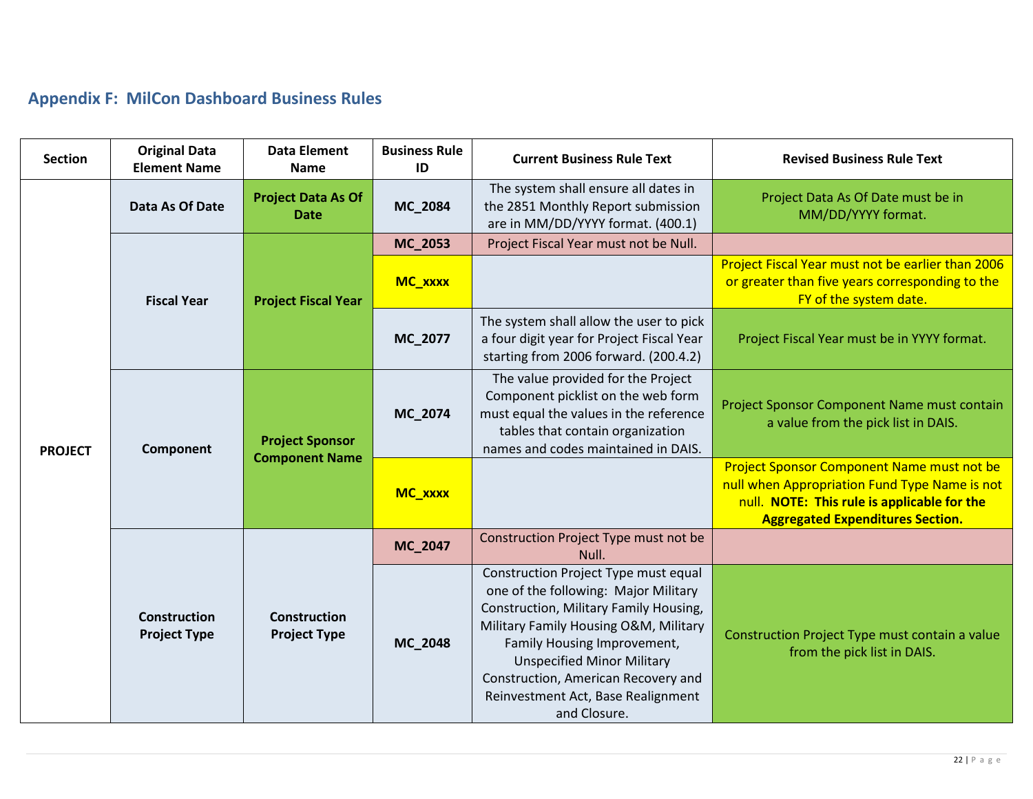## Appendix F: MilCon Dashboard Business Rules

| Section | Original Data Element Name | Data Element Name | Business Rule ID | Current Business Rule Text | Revised Business Rule Text |
|---|---|---|---|---|---|
| **PROJECT** | **Data As Of Date** | **Project Data As Of Date** | **MC_2084** | The system shall ensure all dates in the 2851 Monthly Report submission are in MM/DD/YYYY format. (400.1) | Project Data As Of Date must be in MM/DD/YYYY format. |
| | **Fiscal Year** | **Project Fiscal Year** | **MC_2053** | Project Fiscal Year must not be Null. | |
| | | | **MC_xxxx** | | Project Fiscal Year must not be earlier than 2006 or greater than five years corresponding to the FY of the system date. |
| | | | **MC_2077** | The system shall allow the user to pick a four digit year for Project Fiscal Year starting from 2006 forward. (200.4.2) | Project Fiscal Year must be in YYYY format. |
| | **Component** | **Project Sponsor Component Name** | **MC_2074** | The value provided for the Project Component picklist on the web form must equal the values in the reference tables that contain organization names and codes maintained in DAIS. | Project Sponsor Component Name must contain a value from the pick list in DAIS. |
| | | | **MC_xxxx** | | Project Sponsor Component Name must not be null when Appropriation Fund Type Name is not null. **NOTE: This rule is applicable for the Aggregated Expenditures Section.** |
| | **Construction Project Type** | **Construction Project Type** | **MC_2047** | Construction Project Type must not be Null. | |
| | | | **MC_2048** | Construction Project Type must equal one of the following: Major Military Construction, Military Family Housing, Military Family Housing O&M, Military Family Housing Improvement, Unspecified Minor Military Construction, American Recovery and Reinvestment Act, Base Realignment and Closure. | Construction Project Type must contain a value from the pick list in DAIS. |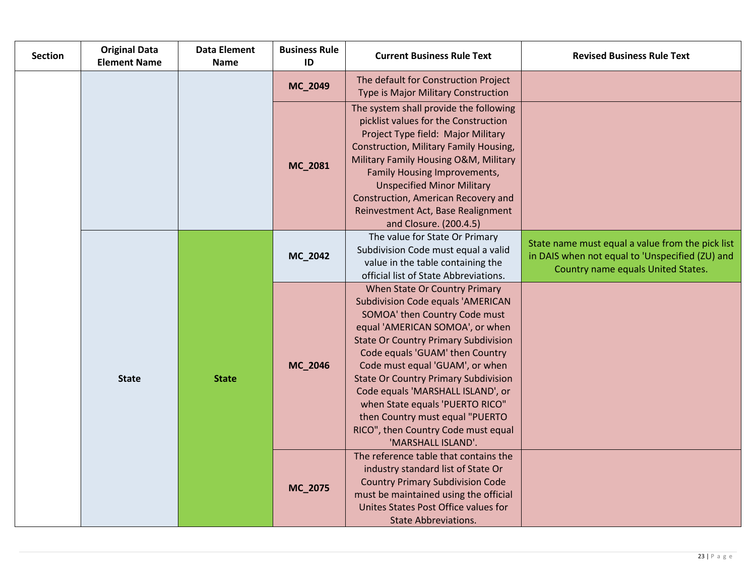| Section | Original Data Element Name | Data Element Name | Business Rule ID | Current Business Rule Text | Revised Business Rule Text |
|---|---|---|---|---|---|
| | | | **MC_2049** | The default for Construction Project Type is Major Military Construction | |
| | | | **MC_2081** | The system shall provide the following picklist values for the Construction Project Type field: Major Military Construction, Military Family Housing, Military Family Housing O&M, Military Family Housing Improvements, Unspecified Minor Military Construction, American Recovery and Reinvestment Act, Base Realignment and Closure. (200.4.5) | |
| | **State** | **State** | **MC_2042** | The value for State Or Primary Subdivision Code must equal a valid value in the table containing the official list of State Abbreviations. | State name must equal a value from the pick list in DAIS when not equal to 'Unspecified (ZU) and Country name equals United States. |
| | | | **MC_2046** | When State Or Country Primary Subdivision Code equals 'AMERICAN SOMOA' then Country Code must equal 'AMERICAN SOMOA', or when State Or Country Primary Subdivision Code equals 'GUAM' then Country Code must equal 'GUAM', or when State Or Country Primary Subdivision Code equals 'MARSHALL ISLAND', or when State equals 'PUERTO RICO" then Country must equal "PUERTO RICO", then Country Code must equal 'MARSHALL ISLAND'. | |
| | | | **MC_2075** | The reference table that contains the industry standard list of State Or Country Primary Subdivision Code must be maintained using the official Unites States Post Office values for State Abbreviations. | |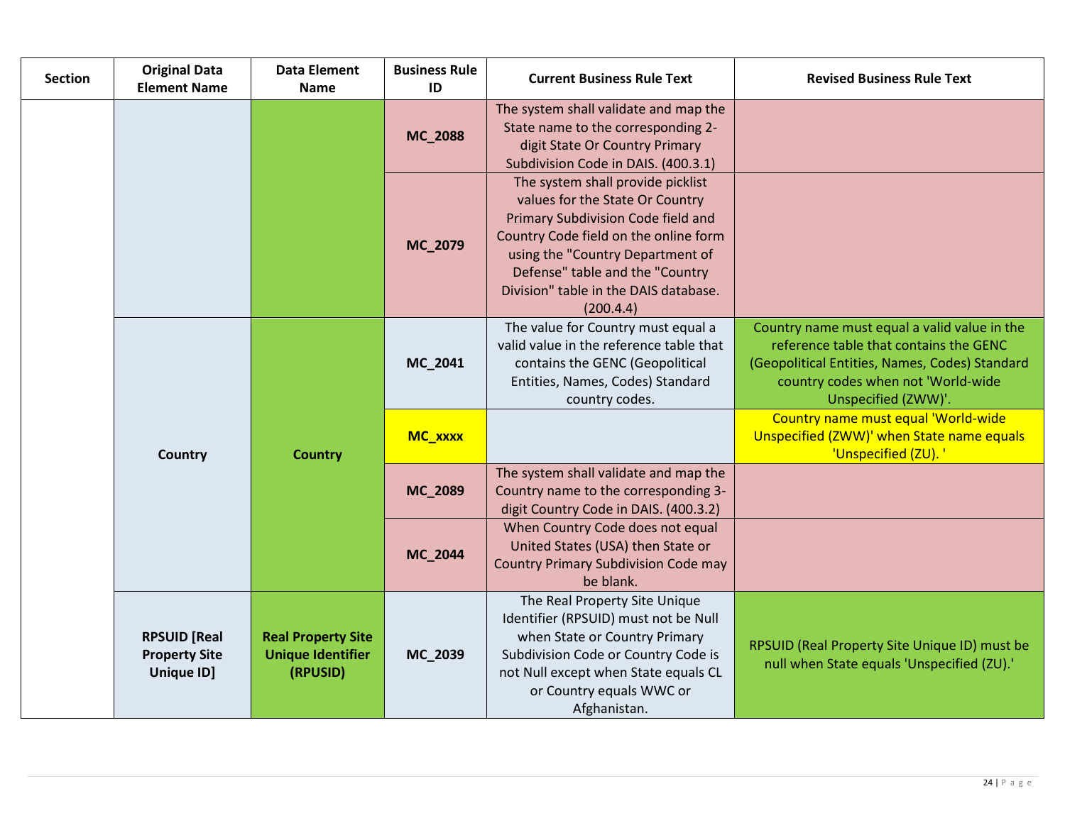| Section | Original Data Element Name | Data Element Name | Business Rule ID | Current Business Rule Text | Revised Business Rule Text |
|---|---|---|---|---|---|
| | | | **MC_2088** | The system shall validate and map the State name to the corresponding 2-digit State Or Country Primary Subdivision Code in DAIS. (400.3.1) | |
| | | | **MC_2079** | The system shall provide picklist values for the State Or Country Primary Subdivision Code field and Country Code field on the online form using the "Country Department of Defense" table and the "Country Division" table in the DAIS database. (200.4.4) | |
| | **Country** | **Country** | **MC_2041** | The value for Country must equal a valid value in the reference table that contains the GENC (Geopolitical Entities, Names, Codes) Standard country codes. | Country name must equal a valid value in the reference table that contains the GENC (Geopolitical Entities, Names, Codes) Standard country codes when not 'World-wide Unspecified (ZWW)'. |
| | | | **MC_xxxx** | | Country name must equal 'World-wide Unspecified (ZWW)' when State name equals 'Unspecified (ZU). ' |
| | | | **MC_2089** | The system shall validate and map the Country name to the corresponding 3-digit Country Code in DAIS. (400.3.2) | |
| | | | **MC_2044** | When Country Code does not equal United States (USA) then State or Country Primary Subdivision Code may be blank. | |
| | **RPSUID [Real Property Site Unique ID]** | **Real Property Site Unique Identifier (RPUSID)** | **MC_2039** | The Real Property Site Unique Identifier (RPSUID) must not be Null when State or Country Primary Subdivision Code or Country Code is not Null except when State equals CL or Country equals WWC or Afghanistan. | RPSUID (Real Property Site Unique ID) must be null when State equals 'Unspecified (ZU).' |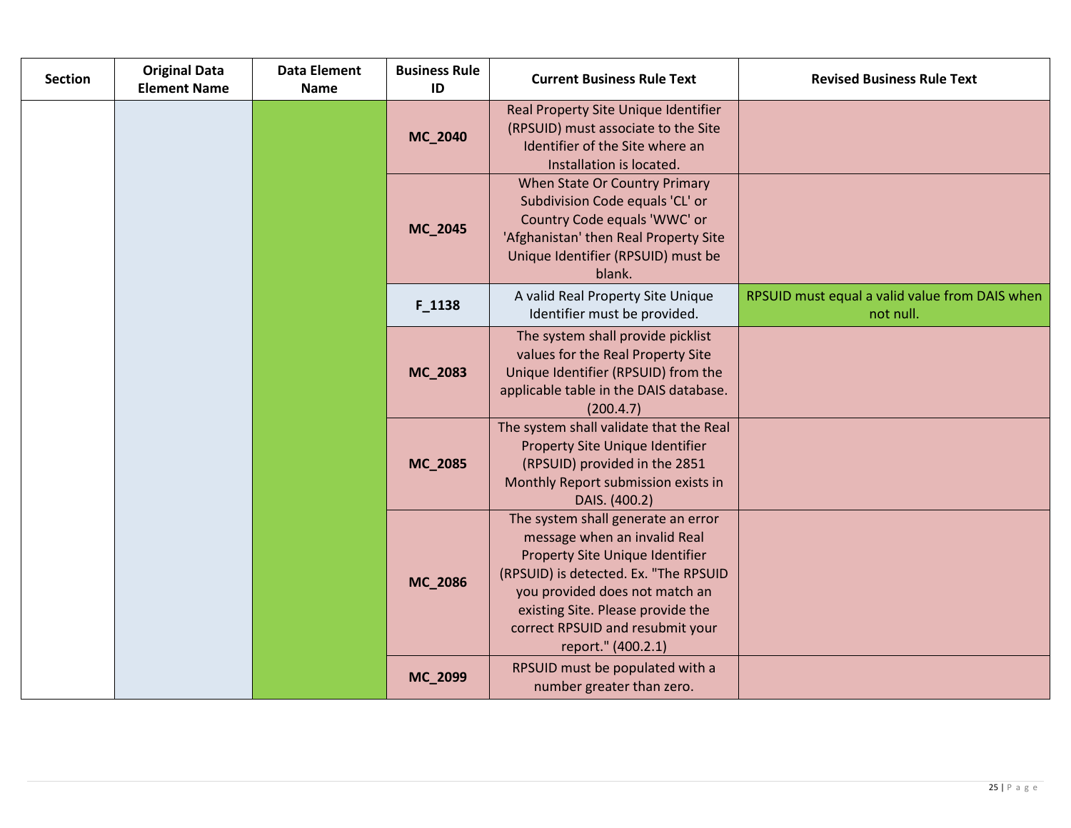| Section | Original Data Element Name | Data Element Name | Business Rule ID | Current Business Rule Text | Revised Business Rule Text |
|---|---|---|---|---|---|
| | | | **MC_2040** | Real Property Site Unique Identifier (RPSUID) must associate to the Site Identifier of the Site where an Installation is located. | |
| | | | **MC_2045** | When State Or Country Primary Subdivision Code equals 'CL' or Country Code equals 'WWC' or 'Afghanistan' then Real Property Site Unique Identifier (RPSUID) must be blank. | |
| | | | **F_1138** | A valid Real Property Site Unique Identifier must be provided. | RPSUID must equal a valid value from DAIS when not null. |
| | | | **MC_2083** | The system shall provide picklist values for the Real Property Site Unique Identifier (RPSUID) from the applicable table in the DAIS database. (200.4.7) | |
| | | | **MC_2085** | The system shall validate that the Real Property Site Unique Identifier (RPSUID) provided in the 2851 Monthly Report submission exists in DAIS. (400.2) | |
| | | | **MC_2086** | The system shall generate an error message when an invalid Real Property Site Unique Identifier (RPSUID) is detected. Ex. "The RPSUID you provided does not match an existing Site. Please provide the correct RPSUID and resubmit your report." (400.2.1) | |
| | | | **MC_2099** | RPSUID must be populated with a number greater than zero. | |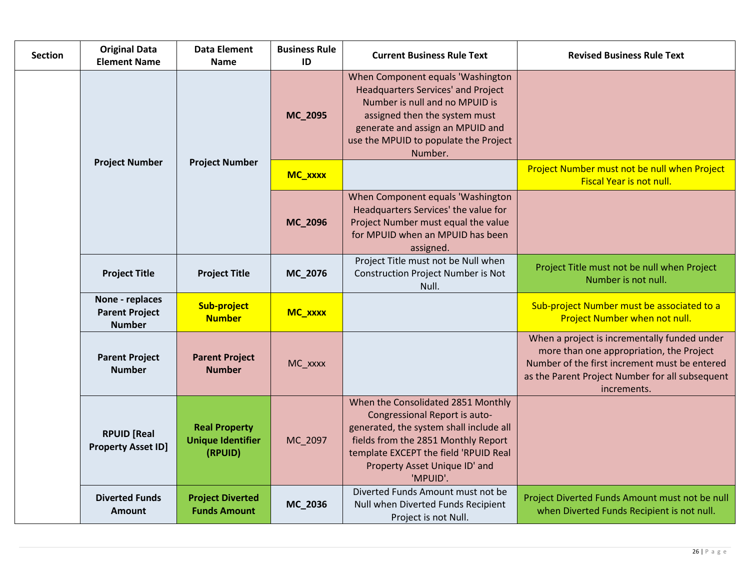| Section | Original Data Element Name | Data Element Name | Business Rule ID | Current Business Rule Text | Revised Business Rule Text |
|---|---|---|---|---|---|
| | Project Number | Project Number | **MC_2095** | When Component equals 'Washington Headquarters Services' and Project Number is null and no MPUID is assigned then the system must generate and assign an MPUID and use the MPUID to populate the Project Number. | |
| | | | **MC_xxxx** | | Project Number must not be null when Project Fiscal Year is not null. |
| | | | **MC_2096** | When Component equals 'Washington Headquarters Services' the value for Project Number must equal the value for MPUID when an MPUID has been assigned. | |
| | **Project Title** | **Project Title** | **MC_2076** | Project Title must not be Null when Construction Project Number is Not Null. | Project Title must not be null when Project Number is not null. |
| | **None - replaces Parent Project Number** | **Sub-project Number** | **MC_xxxx** | | Sub-project Number must be associated to a Project Number when not null. |
| | **Parent Project Number** | **Parent Project Number** | MC_xxxx | | When a project is incrementally funded under more than one appropriation, the Project Number of the first increment must be entered as the Parent Project Number for all subsequent increments. |
| | **RPUID [Real Property Asset ID]** | **Real Property Unique Identifier (RPUID)** | MC_2097 | When the Consolidated 2851 Monthly Congressional Report is auto-generated, the system shall include all fields from the 2851 Monthly Report template EXCEPT the field 'RPUID Real Property Asset Unique ID' and 'MPUID'. | |
| | **Diverted Funds Amount** | **Project Diverted Funds Amount** | **MC_2036** | Diverted Funds Amount must not be Null when Diverted Funds Recipient Project is not Null. | Project Diverted Funds Amount must not be null when Diverted Funds Recipient is not null. |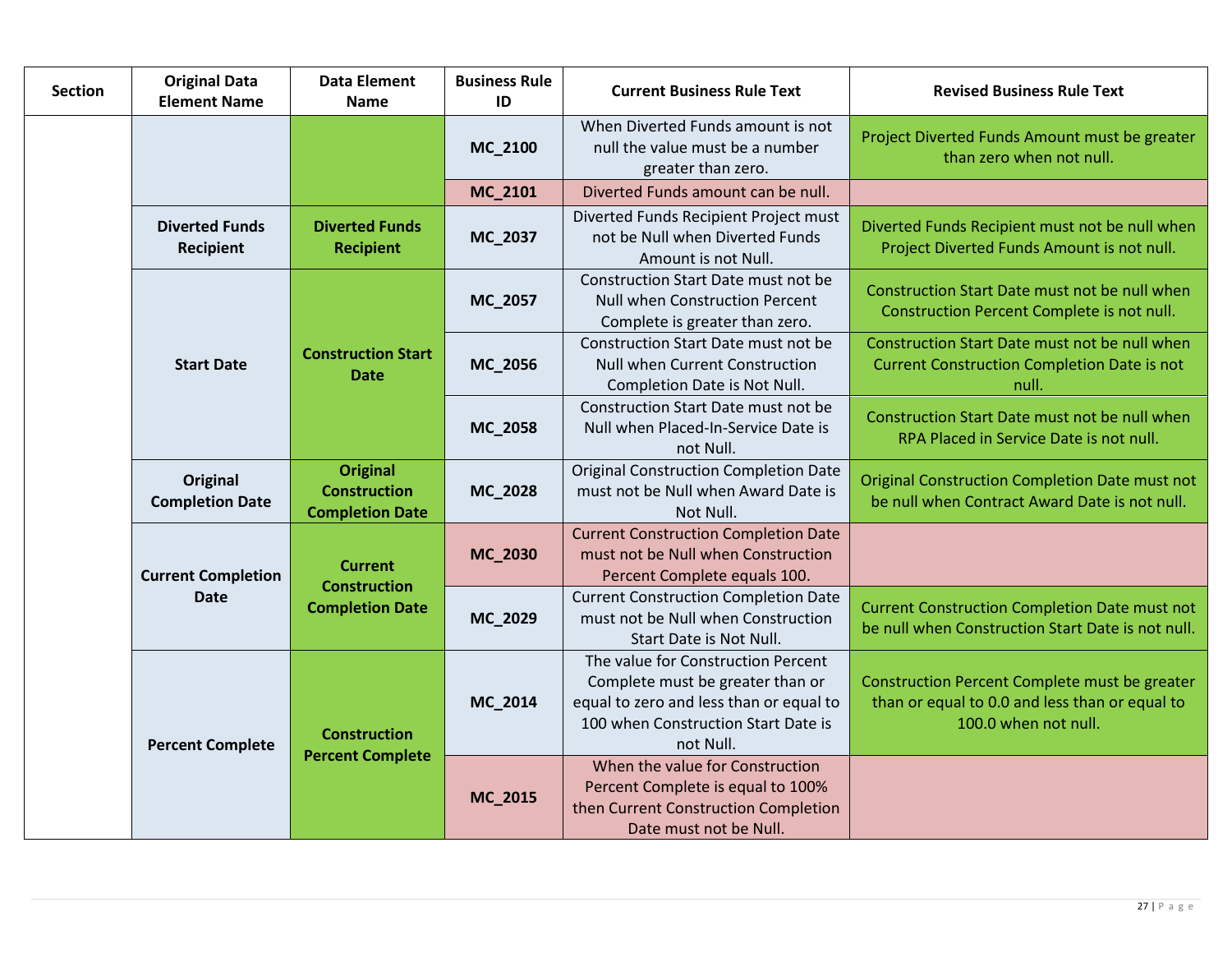| Section | Original Data Element Name | Data Element Name | Business Rule ID | Current Business Rule Text | Revised Business Rule Text |
|---|---|---|---|---|---|
| | | | **MC_2100** | When Diverted Funds amount is not null the value must be a number greater than zero. | Project Diverted Funds Amount must be greater than zero when not null. |
| | | | **MC_2101** | Diverted Funds amount can be null. | |
| | **Diverted Funds Recipient** | **Diverted Funds Recipient** | **MC_2037** | Diverted Funds Recipient Project must not be Null when Diverted Funds Amount is not Null. | Diverted Funds Recipient must not be null when Project Diverted Funds Amount is not null. |
| | **Start Date** | **Construction Start Date** | **MC_2057** | Construction Start Date must not be Null when Construction Percent Complete is greater than zero. | Construction Start Date must not be null when Construction Percent Complete is not null. |
| | | | **MC_2056** | Construction Start Date must not be Null when Current Construction Completion Date is Not Null. | Construction Start Date must not be null when Current Construction Completion Date is not null. |
| | | | **MC_2058** | Construction Start Date must not be Null when Placed-In-Service Date is not Null. | Construction Start Date must not be null when RPA Placed in Service Date is not null. |
| | **Original Completion Date** | **Original Construction Completion Date** | **MC_2028** | Original Construction Completion Date must not be Null when Award Date is Not Null. | Original Construction Completion Date must not be null when Contract Award Date is not null. |
| | **Current Completion Date** | **Current Construction Completion Date** | **MC_2030** | Current Construction Completion Date must not be Null when Construction Percent Complete equals 100. | |
| | | | **MC_2029** | Current Construction Completion Date must not be Null when Construction Start Date is Not Null. | Current Construction Completion Date must not be null when Construction Start Date is not null. |
| | **Percent Complete** | **Construction Percent Complete** | **MC_2014** | The value for Construction Percent Complete must be greater than or equal to zero and less than or equal to 100 when Construction Start Date is not Null. | Construction Percent Complete must be greater than or equal to 0.0 and less than or equal to 100.0 when not null. |
| | | | **MC_2015** | When the value for Construction Percent Complete is equal to 100% then Current Construction Completion Date must not be Null. | |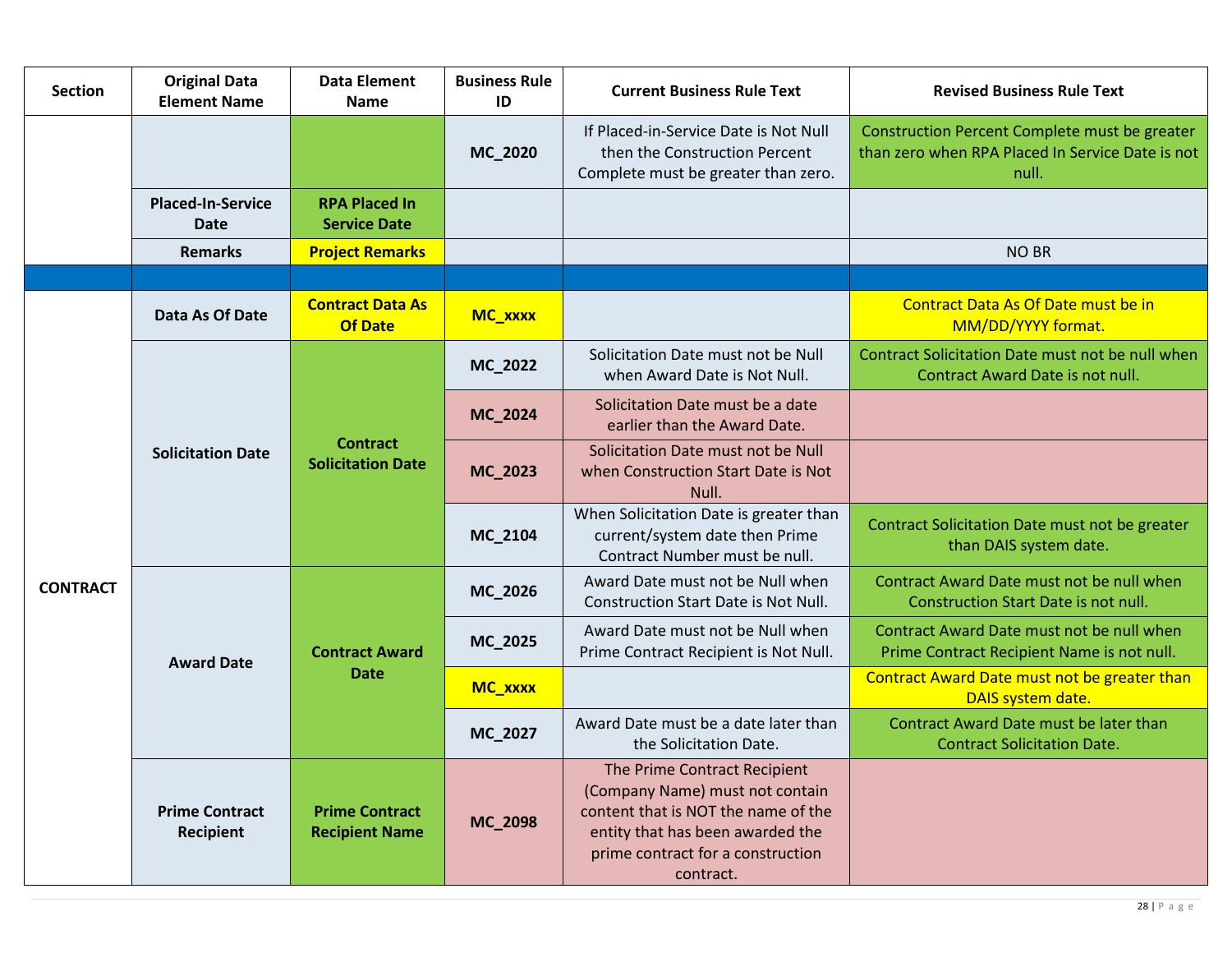| Section | Original Data Element Name | Data Element Name | Business Rule ID | Current Business Rule Text | Revised Business Rule Text |
|---|---|---|---|---|---|
| | | | MC_2020 | If Placed-in-Service Date is Not Null then the Construction Percent Complete must be greater than zero. | Construction Percent Complete must be greater than zero when RPA Placed In Service Date is not null. |
| | Placed-In-Service Date | RPA Placed In Service Date | | | |
| | Remarks | Project Remarks | | | NO BR |
| | | | | | |
| CONTRACT | Data As Of Date | Contract Data As Of Date | MC_xxxx | | Contract Data As Of Date must be in MM/DD/YYYY format. |
| CONTRACT | Solicitation Date | Contract Solicitation Date | MC_2022 | Solicitation Date must not be Null when Award Date is Not Null. | Contract Solicitation Date must not be null when Contract Award Date is not null. |
| CONTRACT | Solicitation Date | Contract Solicitation Date | MC_2024 | Solicitation Date must be a date earlier than the Award Date. | |
| CONTRACT | Solicitation Date | Contract Solicitation Date | MC_2023 | Solicitation Date must not be Null when Construction Start Date is Not Null. | |
| CONTRACT | Solicitation Date | Contract Solicitation Date | MC_2104 | When Solicitation Date is greater than current/system date then Prime Contract Number must be null. | Contract Solicitation Date must not be greater than DAIS system date. |
| CONTRACT | Award Date | Contract Award Date | MC_2026 | Award Date must not be Null when Construction Start Date is Not Null. | Contract Award Date must not be null when Construction Start Date is not null. |
| CONTRACT | Award Date | Contract Award Date | MC_2025 | Award Date must not be Null when Prime Contract Recipient is Not Null. | Contract Award Date must not be null when Prime Contract Recipient Name is not null. |
| CONTRACT | Award Date | Contract Award Date | MC_xxxx | | Contract Award Date must not be greater than DAIS system date. |
| CONTRACT | Award Date | Contract Award Date | MC_2027 | Award Date must be a date later than the Solicitation Date. | Contract Award Date must be later than Contract Solicitation Date. |
| CONTRACT | Prime Contract Recipient | Prime Contract Recipient Name | MC_2098 | The Prime Contract Recipient (Company Name) must not contain content that is NOT the name of the entity that has been awarded the prime contract for a construction contract. | |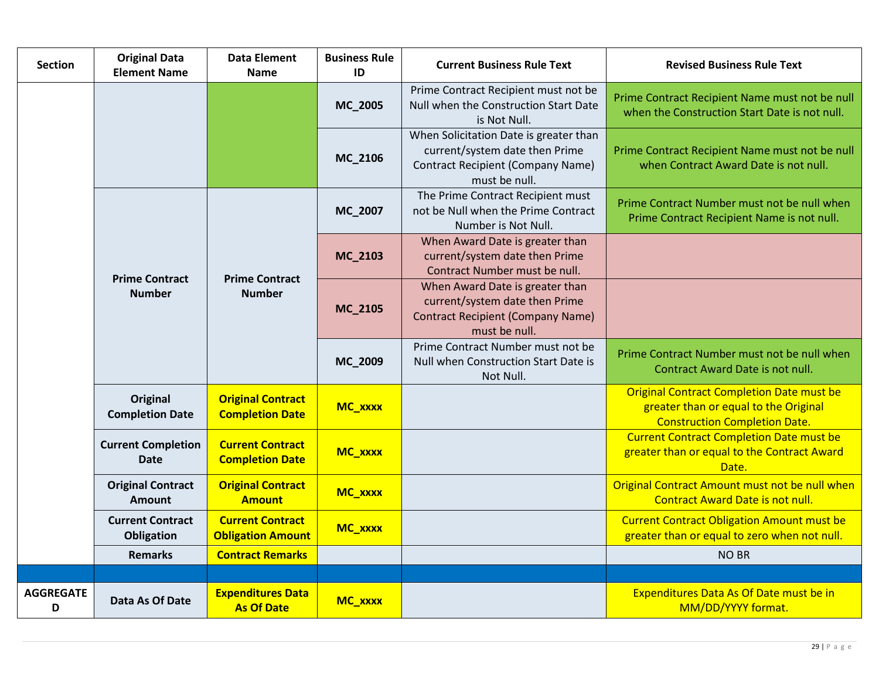| Section | Original Data Element Name | Data Element Name | Business Rule ID | Current Business Rule Text | Revised Business Rule Text |
|---|---|---|---|---|---|
| | | | MC_2005 | Prime Contract Recipient must not be Null when the Construction Start Date is Not Null. | Prime Contract Recipient Name must not be null when the Construction Start Date is not null. |
| | | | MC_2106 | When Solicitation Date is greater than current/system date then Prime Contract Recipient (Company Name) must be null. | Prime Contract Recipient Name must not be null when Contract Award Date is not null. |
| | **Prime Contract Number** | **Prime Contract Number** | MC_2007 | The Prime Contract Recipient must not be Null when the Prime Contract Number is Not Null. | Prime Contract Number must not be null when Prime Contract Recipient Name is not null. |
| | | | MC_2103 | When Award Date is greater than current/system date then Prime Contract Number must be null. | |
| | | | MC_2105 | When Award Date is greater than current/system date then Prime Contract Recipient (Company Name) must be null. | |
| | | | MC_2009 | Prime Contract Number must not be Null when Construction Start Date is Not Null. | Prime Contract Number must not be null when Contract Award Date is not null. |
| | **Original Completion Date** | **Original Contract Completion Date** | MC_xxxx | | Original Contract Completion Date must be greater than or equal to the Original Construction Completion Date. |
| | **Current Completion Date** | **Current Contract Completion Date** | MC_xxxx | | Current Contract Completion Date must be greater than or equal to the Contract Award Date. |
| | **Original Contract Amount** | **Original Contract Amount** | MC_xxxx | | Original Contract Amount must not be null when Contract Award Date is not null. |
| | **Current Contract Obligation** | **Current Contract Obligation Amount** | MC_xxxx | | Current Contract Obligation Amount must be greater than or equal to zero when not null. |
| | **Remarks** | **Contract Remarks** | | | NO BR |
| | | | | | |
| **AGGREGATED** | Data As Of Date | **Expenditures Data As Of Date** | MC_xxxx | | Expenditures Data As Of Date must be in MM/DD/YYYY format. |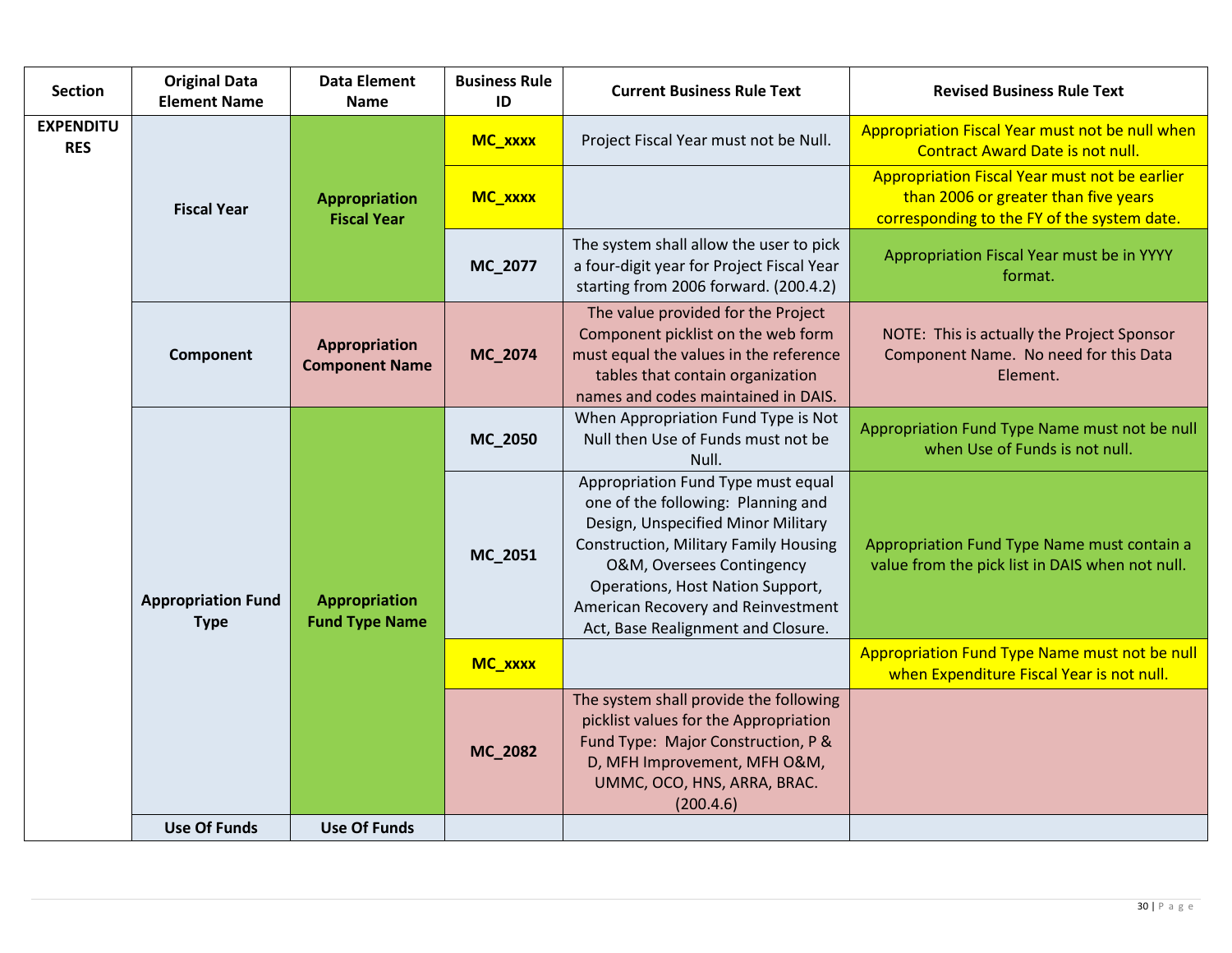| Section | Original Data Element Name | Data Element Name | Business Rule ID | Current Business Rule Text | Revised Business Rule Text |
|---|---|---|---|---|---|
| EXPENDITURES | Fiscal Year | Appropriation Fiscal Year | MC_xxxx | Project Fiscal Year must not be Null. | Appropriation Fiscal Year must not be null when Contract Award Date is not null. |
| | | | MC_xxxx | | Appropriation Fiscal Year must not be earlier than 2006 or greater than five years corresponding to the FY of the system date. |
| | | | MC_2077 | The system shall allow the user to pick a four-digit year for Project Fiscal Year starting from 2006 forward. (200.4.2) | Appropriation Fiscal Year must be in YYYY format. |
| | Component | Appropriation Component Name | MC_2074 | The value provided for the Project Component picklist on the web form must equal the values in the reference tables that contain organization names and codes maintained in DAIS. | NOTE: This is actually the Project Sponsor Component Name. No need for this Data Element. |
| | Appropriation Fund Type | Appropriation Fund Type Name | MC_2050 | When Appropriation Fund Type is Not Null then Use of Funds must not be Null. | Appropriation Fund Type Name must not be null when Use of Funds is not null. |
| | | | MC_2051 | Appropriation Fund Type must equal one of the following: Planning and Design, Unspecified Minor Military Construction, Military Family Housing O&M, Oversees Contingency Operations, Host Nation Support, American Recovery and Reinvestment Act, Base Realignment and Closure. | Appropriation Fund Type Name must contain a value from the pick list in DAIS when not null. |
| | | | MC_xxxx | | Appropriation Fund Type Name must not be null when Expenditure Fiscal Year is not null. |
| | | | MC_2082 | The system shall provide the following picklist values for the Appropriation Fund Type: Major Construction, P & D, MFH Improvement, MFH O&M, UMMC, OCO, HNS, ARRA, BRAC. (200.4.6) | |
| | Use Of Funds | Use Of Funds | | | |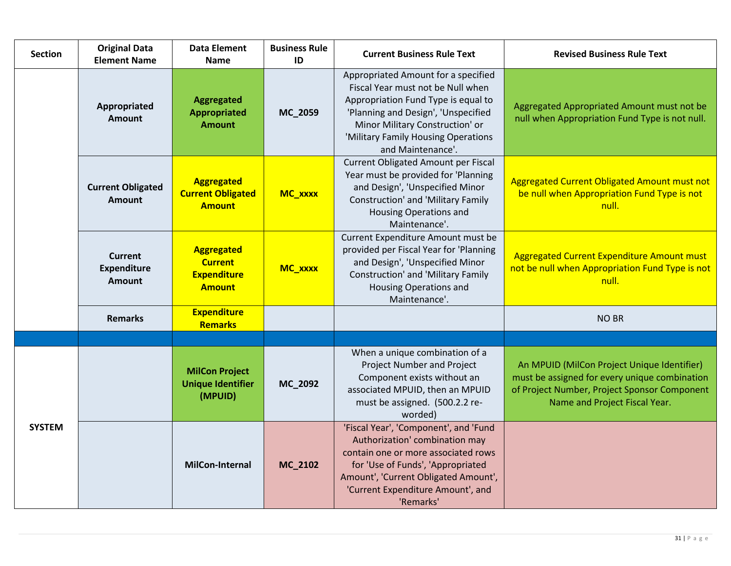| Section | Original Data Element Name | Data Element Name | Business Rule ID | Current Business Rule Text | Revised Business Rule Text |
|---|---|---|---|---|---|
| | **Appropriated Amount** | **Aggregated Appropriated Amount** | **MC_2059** | Appropriated Amount for a specified Fiscal Year must not be Null when Appropriation Fund Type is equal to 'Planning and Design', 'Unspecified Minor Military Construction' or 'Military Family Housing Operations and Maintenance'. | Aggregated Appropriated Amount must not be null when Appropriation Fund Type is not null. |
| | **Current Obligated Amount** | **Aggregated Current Obligated Amount** | **MC_xxxx** | Current Obligated Amount per Fiscal Year must be provided for 'Planning and Design', 'Unspecified Minor Construction' and 'Military Family Housing Operations and Maintenance'. | Aggregated Current Obligated Amount must not be null when Appropriation Fund Type is not null. |
| | **Current Expenditure Amount** | **Aggregated Current Expenditure Amount** | **MC_xxxx** | Current Expenditure Amount must be provided per Fiscal Year for 'Planning and Design', 'Unspecified Minor Construction' and 'Military Family Housing Operations and Maintenance'. | Aggregated Current Expenditure Amount must not be null when Appropriation Fund Type is not null. |
| | **Remarks** | **Expenditure Remarks** | | | NO BR |
| | | | | | |
| **SYSTEM** | | **MilCon Project Unique Identifier (MPUID)** | **MC_2092** | When a unique combination of a Project Number and Project Component exists without an associated MPUID, then an MPUID must be assigned. (500.2.2 re-worded) | An MPUID (MilCon Project Unique Identifier) must be assigned for every unique combination of Project Number, Project Sponsor Component Name and Project Fiscal Year. |
| | | **MilCon-Internal** | **MC_2102** | 'Fiscal Year', 'Component', and 'Fund Authorization' combination may contain one or more associated rows for 'Use of Funds', 'Appropriated Amount', 'Current Obligated Amount', 'Current Expenditure Amount', and 'Remarks' | |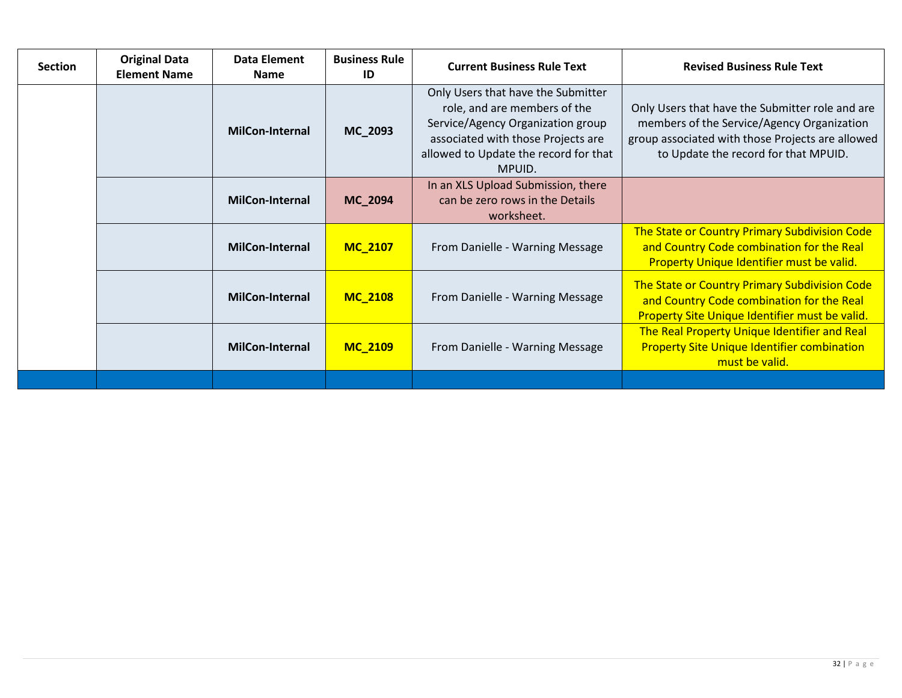| Section | Original Data Element Name | Data Element Name | Business Rule ID | Current Business Rule Text | Revised Business Rule Text |
|---|---|---|---|---|---|
| | | **MilCon-Internal** | **MC_2093** | Only Users that have the Submitter role, and are members of the Service/Agency Organization group associated with those Projects are allowed to Update the record for that MPUID. | Only Users that have the Submitter role and are members of the Service/Agency Organization group associated with those Projects are allowed to Update the record for that MPUID. |
| | | **MilCon-Internal** | **MC_2094** | In an XLS Upload Submission, there can be zero rows in the Details worksheet. | |
| | | **MilCon-Internal** | **MC_2107** | From Danielle - Warning Message | The State or Country Primary Subdivision Code and Country Code combination for the Real Property Unique Identifier must be valid. |
| | | **MilCon-Internal** | **MC_2108** | From Danielle - Warning Message | The State or Country Primary Subdivision Code and Country Code combination for the Real Property Site Unique Identifier must be valid. |
| | | **MilCon-Internal** | **MC_2109** | From Danielle - Warning Message | The Real Property Unique Identifier and Real Property Site Unique Identifier combination must be valid. |
| | | | | | |